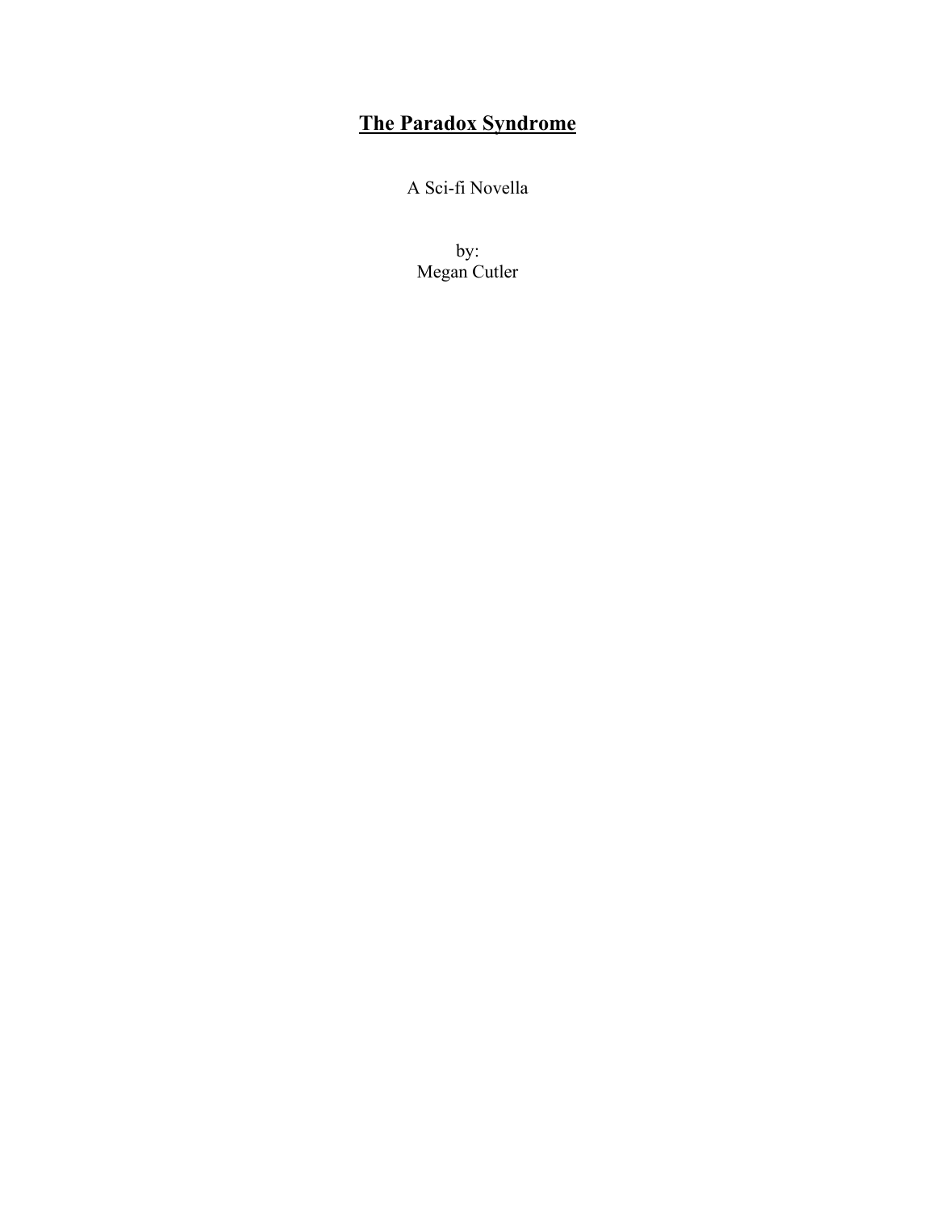# **The Paradox Syndrome**

A Sci-fi Novella

by:
Megan Cutler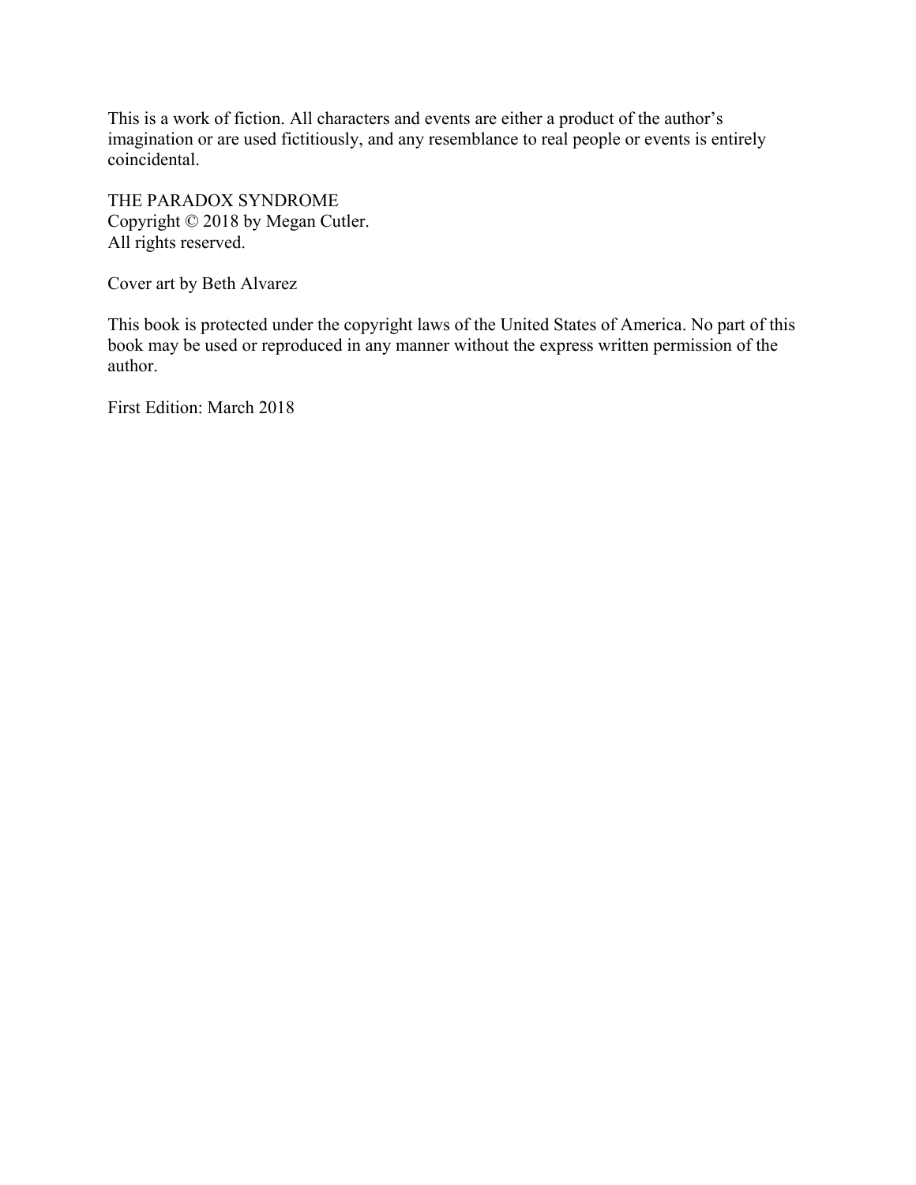This is a work of fiction. All characters and events are either a product of the author's imagination or are used fictitiously, and any resemblance to real people or events is entirely coincidental.

THE PARADOX SYNDROME
Copyright © 2018 by Megan Cutler.
All rights reserved.

Cover art by Beth Alvarez

This book is protected under the copyright laws of the United States of America. No part of this book may be used or reproduced in any manner without the express written permission of the author.

First Edition: March 2018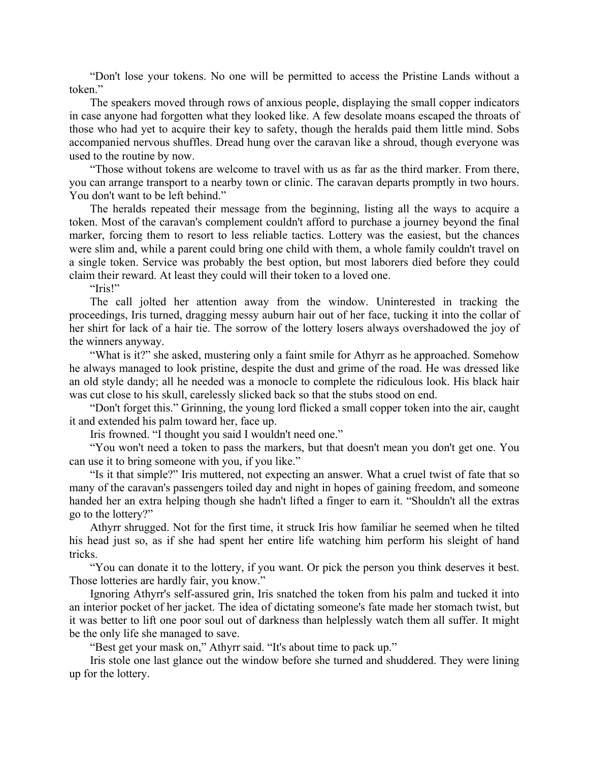"Don't lose your tokens. No one will be permitted to access the Pristine Lands without a token."

The speakers moved through rows of anxious people, displaying the small copper indicators in case anyone had forgotten what they looked like. A few desolate moans escaped the throats of those who had yet to acquire their key to safety, though the heralds paid them little mind. Sobs accompanied nervous shuffles. Dread hung over the caravan like a shroud, though everyone was used to the routine by now.

"Those without tokens are welcome to travel with us as far as the third marker. From there, you can arrange transport to a nearby town or clinic. The caravan departs promptly in two hours. You don't want to be left behind."

The heralds repeated their message from the beginning, listing all the ways to acquire a token. Most of the caravan's complement couldn't afford to purchase a journey beyond the final marker, forcing them to resort to less reliable tactics. Lottery was the easiest, but the chances were slim and, while a parent could bring one child with them, a whole family couldn't travel on a single token. Service was probably the best option, but most laborers died before they could claim their reward. At least they could will their token to a loved one.

"Iris!"

The call jolted her attention away from the window. Uninterested in tracking the proceedings, Iris turned, dragging messy auburn hair out of her face, tucking it into the collar of her shirt for lack of a hair tie. The sorrow of the lottery losers always overshadowed the joy of the winners anyway.

"What is it?" she asked, mustering only a faint smile for Athyrr as he approached. Somehow he always managed to look pristine, despite the dust and grime of the road. He was dressed like an old style dandy; all he needed was a monocle to complete the ridiculous look. His black hair was cut close to his skull, carelessly slicked back so that the stubs stood on end.

"Don't forget this." Grinning, the young lord flicked a small copper token into the air, caught it and extended his palm toward her, face up.

Iris frowned. "I thought you said I wouldn't need one."

"You won't need a token to pass the markers, but that doesn't mean you don't get one. You can use it to bring someone with you, if you like."

"Is it that simple?" Iris muttered, not expecting an answer. What a cruel twist of fate that so many of the caravan's passengers toiled day and night in hopes of gaining freedom, and someone handed her an extra helping though she hadn't lifted a finger to earn it. "Shouldn't all the extras go to the lottery?"

Athyrr shrugged. Not for the first time, it struck Iris how familiar he seemed when he tilted his head just so, as if she had spent her entire life watching him perform his sleight of hand tricks.

"You can donate it to the lottery, if you want. Or pick the person you think deserves it best. Those lotteries are hardly fair, you know."

Ignoring Athyrr's self-assured grin, Iris snatched the token from his palm and tucked it into an interior pocket of her jacket. The idea of dictating someone's fate made her stomach twist, but it was better to lift one poor soul out of darkness than helplessly watch them all suffer. It might be the only life she managed to save.

"Best get your mask on," Athyrr said. "It's about time to pack up."

Iris stole one last glance out the window before she turned and shuddered. They were lining up for the lottery.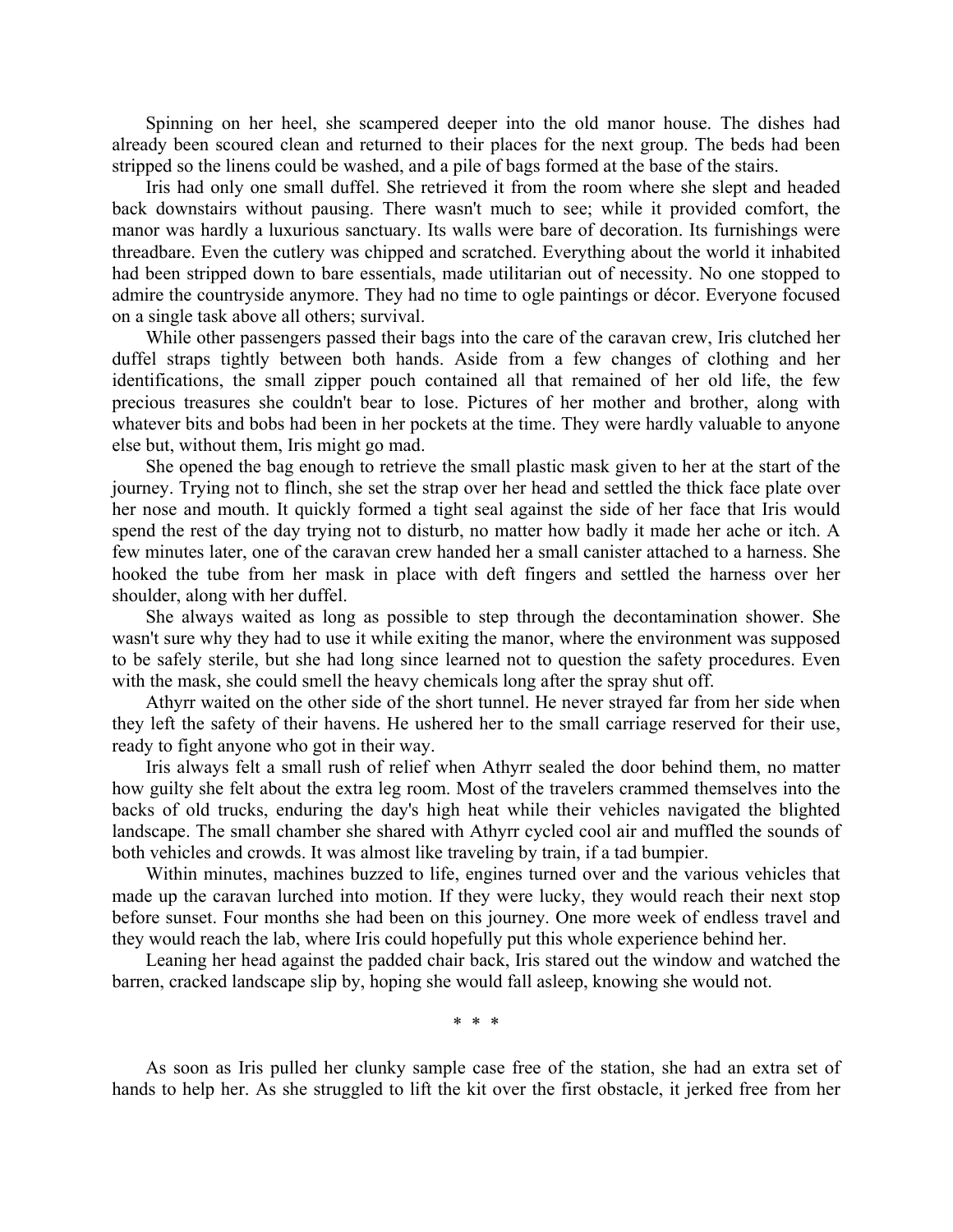Spinning on her heel, she scampered deeper into the old manor house. The dishes had already been scoured clean and returned to their places for the next group. The beds had been stripped so the linens could be washed, and a pile of bags formed at the base of the stairs.

Iris had only one small duffel. She retrieved it from the room where she slept and headed back downstairs without pausing. There wasn't much to see; while it provided comfort, the manor was hardly a luxurious sanctuary. Its walls were bare of decoration. Its furnishings were threadbare. Even the cutlery was chipped and scratched. Everything about the world it inhabited had been stripped down to bare essentials, made utilitarian out of necessity. No one stopped to admire the countryside anymore. They had no time to ogle paintings or décor. Everyone focused on a single task above all others; survival.

While other passengers passed their bags into the care of the caravan crew, Iris clutched her duffel straps tightly between both hands. Aside from a few changes of clothing and her identifications, the small zipper pouch contained all that remained of her old life, the few precious treasures she couldn't bear to lose. Pictures of her mother and brother, along with whatever bits and bobs had been in her pockets at the time. They were hardly valuable to anyone else but, without them, Iris might go mad.

She opened the bag enough to retrieve the small plastic mask given to her at the start of the journey. Trying not to flinch, she set the strap over her head and settled the thick face plate over her nose and mouth. It quickly formed a tight seal against the side of her face that Iris would spend the rest of the day trying not to disturb, no matter how badly it made her ache or itch. A few minutes later, one of the caravan crew handed her a small canister attached to a harness. She hooked the tube from her mask in place with deft fingers and settled the harness over her shoulder, along with her duffel.

She always waited as long as possible to step through the decontamination shower. She wasn't sure why they had to use it while exiting the manor, where the environment was supposed to be safely sterile, but she had long since learned not to question the safety procedures. Even with the mask, she could smell the heavy chemicals long after the spray shut off.

Athyrr waited on the other side of the short tunnel. He never strayed far from her side when they left the safety of their havens. He ushered her to the small carriage reserved for their use, ready to fight anyone who got in their way.

Iris always felt a small rush of relief when Athyrr sealed the door behind them, no matter how guilty she felt about the extra leg room. Most of the travelers crammed themselves into the backs of old trucks, enduring the day's high heat while their vehicles navigated the blighted landscape. The small chamber she shared with Athyrr cycled cool air and muffled the sounds of both vehicles and crowds. It was almost like traveling by train, if a tad bumpier.

Within minutes, machines buzzed to life, engines turned over and the various vehicles that made up the caravan lurched into motion. If they were lucky, they would reach their next stop before sunset. Four months she had been on this journey. One more week of endless travel and they would reach the lab, where Iris could hopefully put this whole experience behind her.

Leaning her head against the padded chair back, Iris stared out the window and watched the barren, cracked landscape slip by, hoping she would fall asleep, knowing she would not.

\* \* \*

As soon as Iris pulled her clunky sample case free of the station, she had an extra set of hands to help her. As she struggled to lift the kit over the first obstacle, it jerked free from her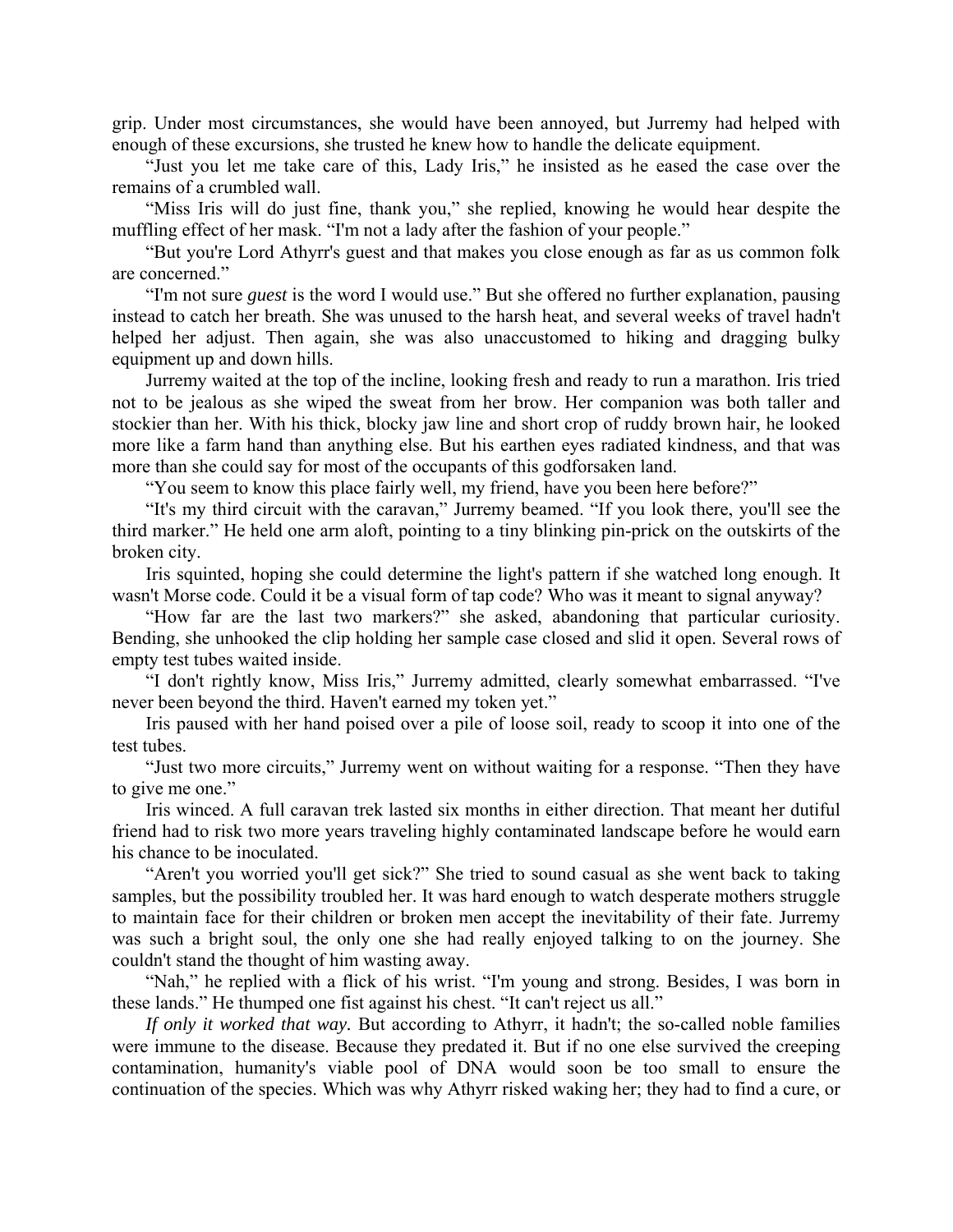grip. Under most circumstances, she would have been annoyed, but Jurremy had helped with enough of these excursions, she trusted he knew how to handle the delicate equipment.

"Just you let me take care of this, Lady Iris," he insisted as he eased the case over the remains of a crumbled wall.

"Miss Iris will do just fine, thank you," she replied, knowing he would hear despite the muffling effect of her mask. "I'm not a lady after the fashion of your people."

"But you're Lord Athyrr's guest and that makes you close enough as far as us common folk are concerned."

"I'm not sure *guest* is the word I would use." But she offered no further explanation, pausing instead to catch her breath. She was unused to the harsh heat, and several weeks of travel hadn't helped her adjust. Then again, she was also unaccustomed to hiking and dragging bulky equipment up and down hills.

Jurremy waited at the top of the incline, looking fresh and ready to run a marathon. Iris tried not to be jealous as she wiped the sweat from her brow. Her companion was both taller and stockier than her. With his thick, blocky jaw line and short crop of ruddy brown hair, he looked more like a farm hand than anything else. But his earthen eyes radiated kindness, and that was more than she could say for most of the occupants of this godforsaken land.

"You seem to know this place fairly well, my friend, have you been here before?"

"It's my third circuit with the caravan," Jurremy beamed. "If you look there, you'll see the third marker." He held one arm aloft, pointing to a tiny blinking pin-prick on the outskirts of the broken city.

Iris squinted, hoping she could determine the light's pattern if she watched long enough. It wasn't Morse code. Could it be a visual form of tap code? Who was it meant to signal anyway?

"How far are the last two markers?" she asked, abandoning that particular curiosity. Bending, she unhooked the clip holding her sample case closed and slid it open. Several rows of empty test tubes waited inside.

"I don't rightly know, Miss Iris," Jurremy admitted, clearly somewhat embarrassed. "I've never been beyond the third. Haven't earned my token yet."

Iris paused with her hand poised over a pile of loose soil, ready to scoop it into one of the test tubes.

"Just two more circuits," Jurremy went on without waiting for a response. "Then they have to give me one."

Iris winced. A full caravan trek lasted six months in either direction. That meant her dutiful friend had to risk two more years traveling highly contaminated landscape before he would earn his chance to be inoculated.

"Aren't you worried you'll get sick?" She tried to sound casual as she went back to taking samples, but the possibility troubled her. It was hard enough to watch desperate mothers struggle to maintain face for their children or broken men accept the inevitability of their fate. Jurremy was such a bright soul, the only one she had really enjoyed talking to on the journey. She couldn't stand the thought of him wasting away.

"Nah," he replied with a flick of his wrist. "I'm young and strong. Besides, I was born in these lands." He thumped one fist against his chest. "It can't reject us all."

*If only it worked that way.* But according to Athyrr, it hadn't; the so-called noble families were immune to the disease. Because they predated it. But if no one else survived the creeping contamination, humanity's viable pool of DNA would soon be too small to ensure the continuation of the species. Which was why Athyrr risked waking her; they had to find a cure, or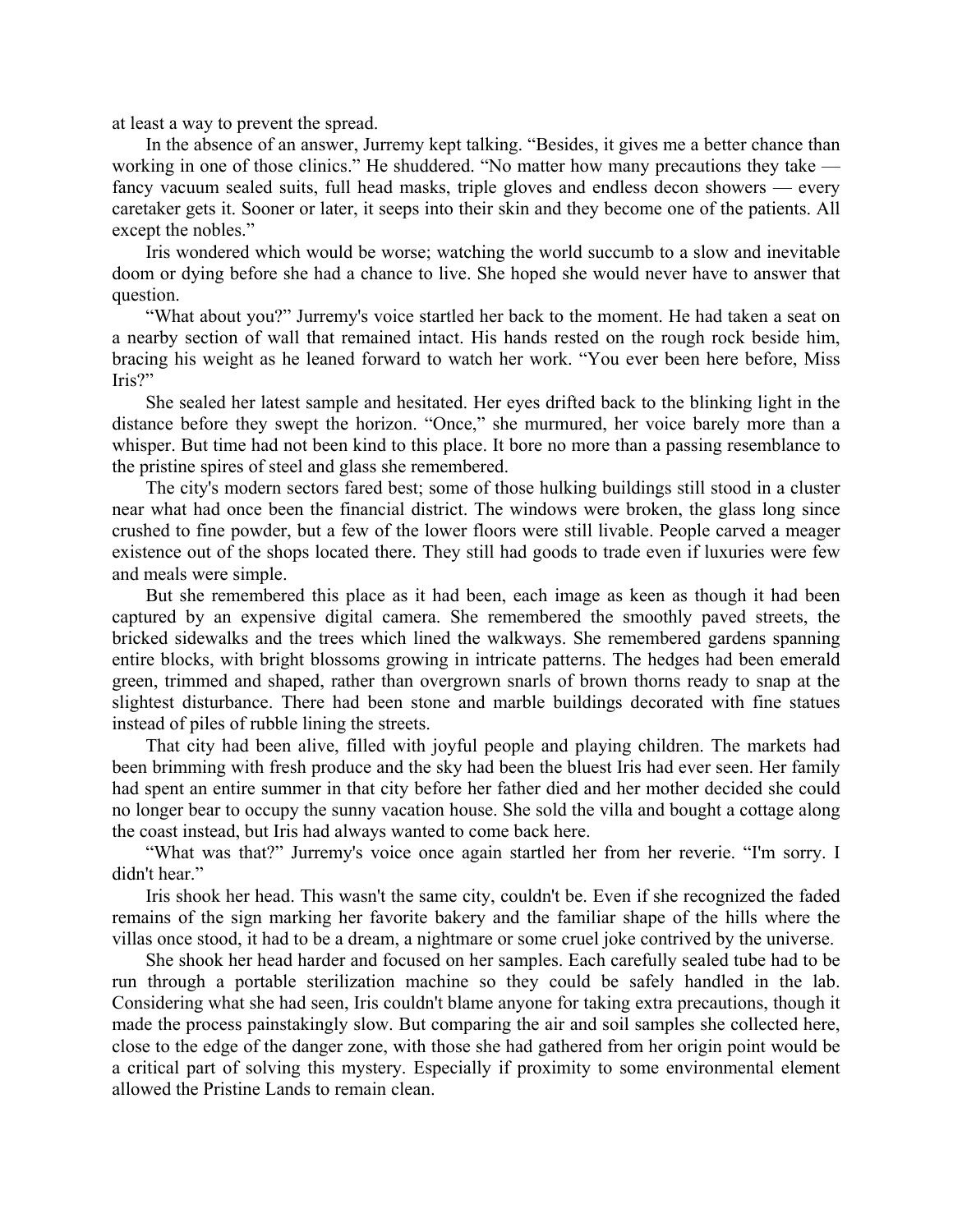at least a way to prevent the spread.

In the absence of an answer, Jurremy kept talking. "Besides, it gives me a better chance than working in one of those clinics." He shuddered. "No matter how many precautions they take — fancy vacuum sealed suits, full head masks, triple gloves and endless decon showers — every caretaker gets it. Sooner or later, it seeps into their skin and they become one of the patients. All except the nobles."

Iris wondered which would be worse; watching the world succumb to a slow and inevitable doom or dying before she had a chance to live. She hoped she would never have to answer that question.

"What about you?" Jurremy's voice startled her back to the moment. He had taken a seat on a nearby section of wall that remained intact. His hands rested on the rough rock beside him, bracing his weight as he leaned forward to watch her work. "You ever been here before, Miss Iris?"

She sealed her latest sample and hesitated. Her eyes drifted back to the blinking light in the distance before they swept the horizon. "Once," she murmured, her voice barely more than a whisper. But time had not been kind to this place. It bore no more than a passing resemblance to the pristine spires of steel and glass she remembered.

The city's modern sectors fared best; some of those hulking buildings still stood in a cluster near what had once been the financial district. The windows were broken, the glass long since crushed to fine powder, but a few of the lower floors were still livable. People carved a meager existence out of the shops located there. They still had goods to trade even if luxuries were few and meals were simple.

But she remembered this place as it had been, each image as keen as though it had been captured by an expensive digital camera. She remembered the smoothly paved streets, the bricked sidewalks and the trees which lined the walkways. She remembered gardens spanning entire blocks, with bright blossoms growing in intricate patterns. The hedges had been emerald green, trimmed and shaped, rather than overgrown snarls of brown thorns ready to snap at the slightest disturbance. There had been stone and marble buildings decorated with fine statues instead of piles of rubble lining the streets.

That city had been alive, filled with joyful people and playing children. The markets had been brimming with fresh produce and the sky had been the bluest Iris had ever seen. Her family had spent an entire summer in that city before her father died and her mother decided she could no longer bear to occupy the sunny vacation house. She sold the villa and bought a cottage along the coast instead, but Iris had always wanted to come back here.

"What was that?" Jurremy's voice once again startled her from her reverie. "I'm sorry. I didn't hear."

Iris shook her head. This wasn't the same city, couldn't be. Even if she recognized the faded remains of the sign marking her favorite bakery and the familiar shape of the hills where the villas once stood, it had to be a dream, a nightmare or some cruel joke contrived by the universe.

She shook her head harder and focused on her samples. Each carefully sealed tube had to be run through a portable sterilization machine so they could be safely handled in the lab. Considering what she had seen, Iris couldn't blame anyone for taking extra precautions, though it made the process painstakingly slow. But comparing the air and soil samples she collected here, close to the edge of the danger zone, with those she had gathered from her origin point would be a critical part of solving this mystery. Especially if proximity to some environmental element allowed the Pristine Lands to remain clean.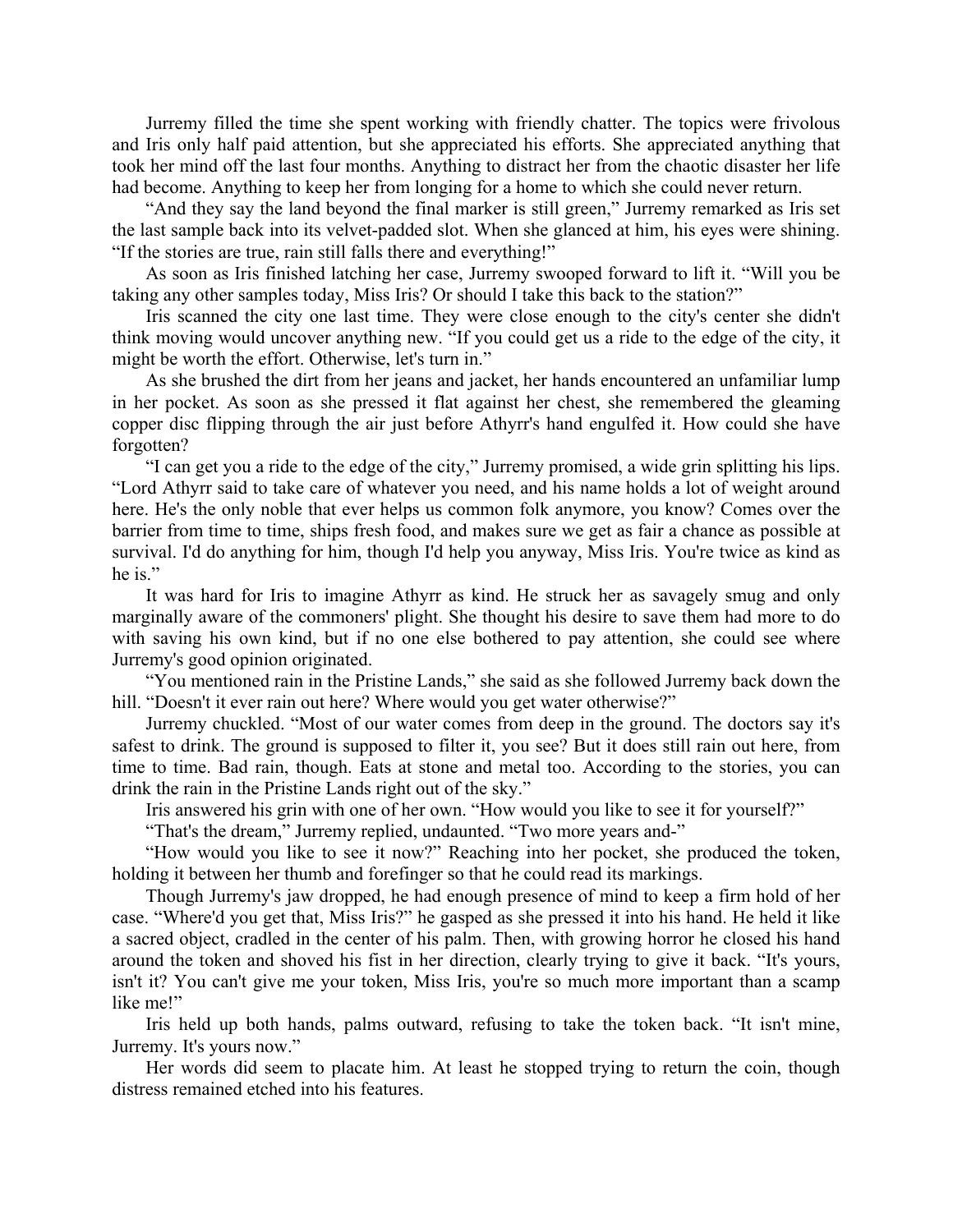Jurremy filled the time she spent working with friendly chatter. The topics were frivolous and Iris only half paid attention, but she appreciated his efforts. She appreciated anything that took her mind off the last four months. Anything to distract her from the chaotic disaster her life had become. Anything to keep her from longing for a home to which she could never return.

"And they say the land beyond the final marker is still green," Jurremy remarked as Iris set the last sample back into its velvet-padded slot. When she glanced at him, his eyes were shining. "If the stories are true, rain still falls there and everything!"

As soon as Iris finished latching her case, Jurremy swooped forward to lift it. "Will you be taking any other samples today, Miss Iris? Or should I take this back to the station?"

Iris scanned the city one last time. They were close enough to the city's center she didn't think moving would uncover anything new. "If you could get us a ride to the edge of the city, it might be worth the effort. Otherwise, let's turn in."

As she brushed the dirt from her jeans and jacket, her hands encountered an unfamiliar lump in her pocket. As soon as she pressed it flat against her chest, she remembered the gleaming copper disc flipping through the air just before Athyrr's hand engulfed it. How could she have forgotten?

"I can get you a ride to the edge of the city," Jurremy promised, a wide grin splitting his lips. "Lord Athyrr said to take care of whatever you need, and his name holds a lot of weight around here. He's the only noble that ever helps us common folk anymore, you know? Comes over the barrier from time to time, ships fresh food, and makes sure we get as fair a chance as possible at survival. I'd do anything for him, though I'd help you anyway, Miss Iris. You're twice as kind as he is."

It was hard for Iris to imagine Athyrr as kind. He struck her as savagely smug and only marginally aware of the commoners' plight. She thought his desire to save them had more to do with saving his own kind, but if no one else bothered to pay attention, she could see where Jurremy's good opinion originated.

"You mentioned rain in the Pristine Lands," she said as she followed Jurremy back down the hill. "Doesn't it ever rain out here? Where would you get water otherwise?"

Jurremy chuckled. "Most of our water comes from deep in the ground. The doctors say it's safest to drink. The ground is supposed to filter it, you see? But it does still rain out here, from time to time. Bad rain, though. Eats at stone and metal too. According to the stories, you can drink the rain in the Pristine Lands right out of the sky."

Iris answered his grin with one of her own. "How would you like to see it for yourself?"

"That's the dream," Jurremy replied, undaunted. "Two more years and-"

"How would you like to see it now?" Reaching into her pocket, she produced the token, holding it between her thumb and forefinger so that he could read its markings.

Though Jurremy's jaw dropped, he had enough presence of mind to keep a firm hold of her case. "Where'd you get that, Miss Iris?" he gasped as she pressed it into his hand. He held it like a sacred object, cradled in the center of his palm. Then, with growing horror he closed his hand around the token and shoved his fist in her direction, clearly trying to give it back. "It's yours, isn't it? You can't give me your token, Miss Iris, you're so much more important than a scamp like me!"

Iris held up both hands, palms outward, refusing to take the token back. "It isn't mine, Jurremy. It's yours now."

Her words did seem to placate him. At least he stopped trying to return the coin, though distress remained etched into his features.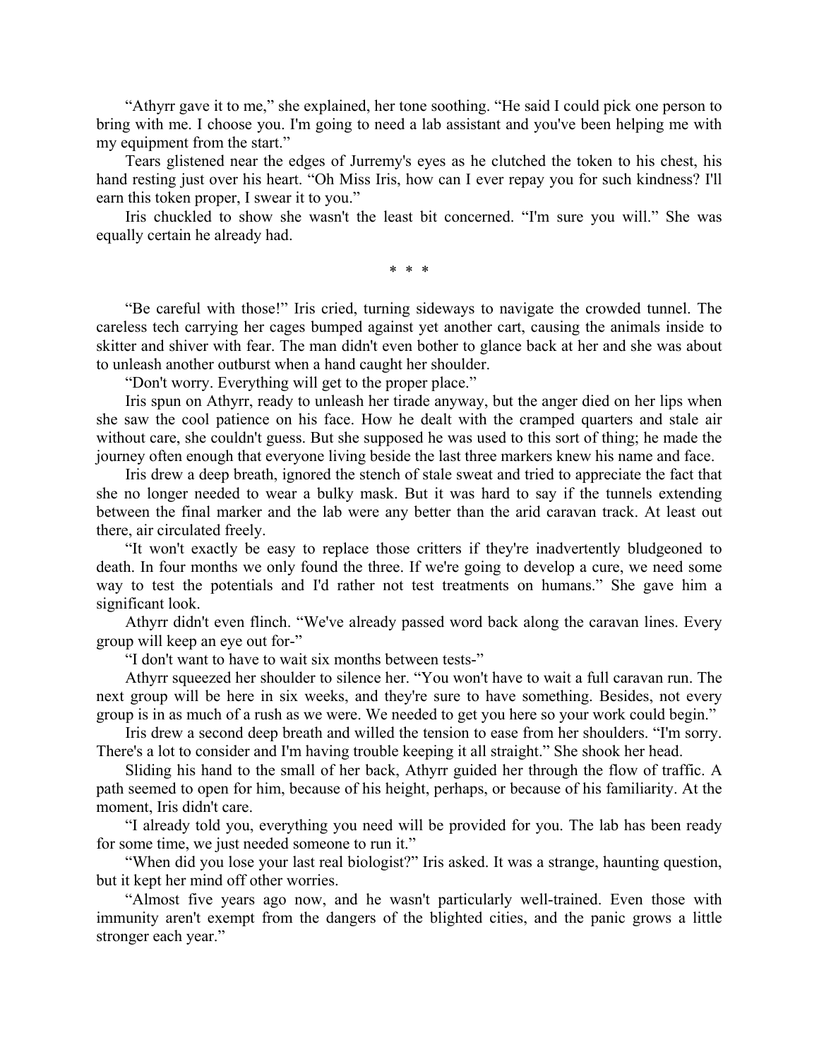"Athyrr gave it to me," she explained, her tone soothing. "He said I could pick one person to bring with me. I choose you. I'm going to need a lab assistant and you've been helping me with my equipment from the start."

Tears glistened near the edges of Jurremy's eyes as he clutched the token to his chest, his hand resting just over his heart. "Oh Miss Iris, how can I ever repay you for such kindness? I'll earn this token proper, I swear it to you."

Iris chuckled to show she wasn't the least bit concerned. "I'm sure you will." She was equally certain he already had.

\* \* \*

"Be careful with those!" Iris cried, turning sideways to navigate the crowded tunnel. The careless tech carrying her cages bumped against yet another cart, causing the animals inside to skitter and shiver with fear. The man didn't even bother to glance back at her and she was about to unleash another outburst when a hand caught her shoulder.

"Don't worry. Everything will get to the proper place."

Iris spun on Athyrr, ready to unleash her tirade anyway, but the anger died on her lips when she saw the cool patience on his face. How he dealt with the cramped quarters and stale air without care, she couldn't guess. But she supposed he was used to this sort of thing; he made the journey often enough that everyone living beside the last three markers knew his name and face.

Iris drew a deep breath, ignored the stench of stale sweat and tried to appreciate the fact that she no longer needed to wear a bulky mask. But it was hard to say if the tunnels extending between the final marker and the lab were any better than the arid caravan track. At least out there, air circulated freely.

"It won't exactly be easy to replace those critters if they're inadvertently bludgeoned to death. In four months we only found the three. If we're going to develop a cure, we need some way to test the potentials and I'd rather not test treatments on humans." She gave him a significant look.

Athyrr didn't even flinch. "We've already passed word back along the caravan lines. Every group will keep an eye out for-"

"I don't want to have to wait six months between tests-"

Athyrr squeezed her shoulder to silence her. "You won't have to wait a full caravan run. The next group will be here in six weeks, and they're sure to have something. Besides, not every group is in as much of a rush as we were. We needed to get you here so your work could begin."

Iris drew a second deep breath and willed the tension to ease from her shoulders. "I'm sorry. There's a lot to consider and I'm having trouble keeping it all straight." She shook her head.

Sliding his hand to the small of her back, Athyrr guided her through the flow of traffic. A path seemed to open for him, because of his height, perhaps, or because of his familiarity. At the moment, Iris didn't care.

"I already told you, everything you need will be provided for you. The lab has been ready for some time, we just needed someone to run it."

"When did you lose your last real biologist?" Iris asked. It was a strange, haunting question, but it kept her mind off other worries.

"Almost five years ago now, and he wasn't particularly well-trained. Even those with immunity aren't exempt from the dangers of the blighted cities, and the panic grows a little stronger each year."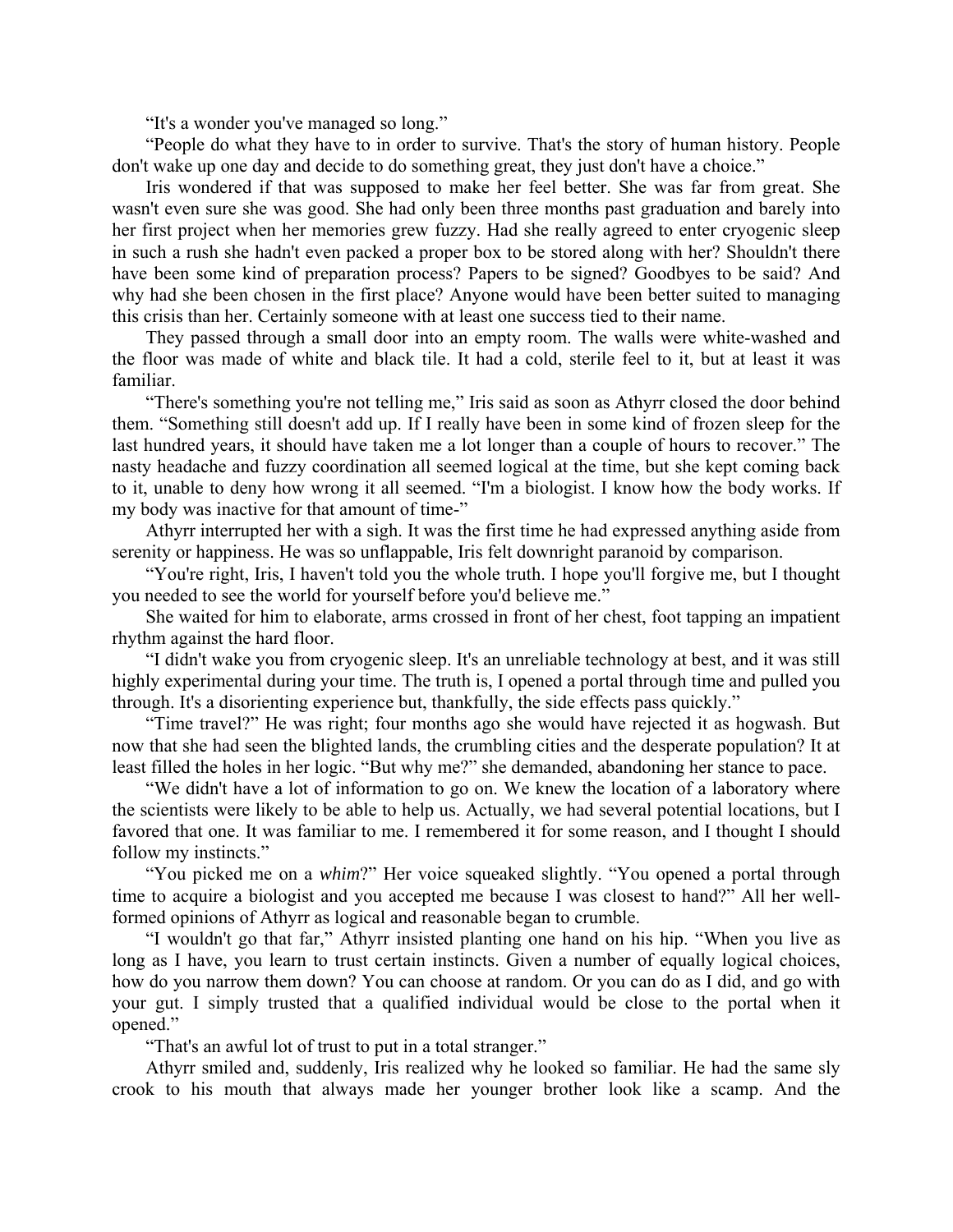"It's a wonder you've managed so long."

"People do what they have to in order to survive. That's the story of human history. People don't wake up one day and decide to do something great, they just don't have a choice."

Iris wondered if that was supposed to make her feel better. She was far from great. She wasn't even sure she was good. She had only been three months past graduation and barely into her first project when her memories grew fuzzy. Had she really agreed to enter cryogenic sleep in such a rush she hadn't even packed a proper box to be stored along with her? Shouldn't there have been some kind of preparation process? Papers to be signed? Goodbyes to be said? And why had she been chosen in the first place? Anyone would have been better suited to managing this crisis than her. Certainly someone with at least one success tied to their name.

They passed through a small door into an empty room. The walls were white-washed and the floor was made of white and black tile. It had a cold, sterile feel to it, but at least it was familiar.

"There's something you're not telling me," Iris said as soon as Athyrr closed the door behind them. "Something still doesn't add up. If I really have been in some kind of frozen sleep for the last hundred years, it should have taken me a lot longer than a couple of hours to recover." The nasty headache and fuzzy coordination all seemed logical at the time, but she kept coming back to it, unable to deny how wrong it all seemed. "I'm a biologist. I know how the body works. If my body was inactive for that amount of time-"

Athyrr interrupted her with a sigh. It was the first time he had expressed anything aside from serenity or happiness. He was so unflappable, Iris felt downright paranoid by comparison.

"You're right, Iris, I haven't told you the whole truth. I hope you'll forgive me, but I thought you needed to see the world for yourself before you'd believe me."

She waited for him to elaborate, arms crossed in front of her chest, foot tapping an impatient rhythm against the hard floor.

"I didn't wake you from cryogenic sleep. It's an unreliable technology at best, and it was still highly experimental during your time. The truth is, I opened a portal through time and pulled you through. It's a disorienting experience but, thankfully, the side effects pass quickly."

"Time travel?" He was right; four months ago she would have rejected it as hogwash. But now that she had seen the blighted lands, the crumbling cities and the desperate population? It at least filled the holes in her logic. "But why me?" she demanded, abandoning her stance to pace.

"We didn't have a lot of information to go on. We knew the location of a laboratory where the scientists were likely to be able to help us. Actually, we had several potential locations, but I favored that one. It was familiar to me. I remembered it for some reason, and I thought I should follow my instincts."

"You picked me on a *whim*?" Her voice squeaked slightly. "You opened a portal through time to acquire a biologist and you accepted me because I was closest to hand?" All her well-formed opinions of Athyrr as logical and reasonable began to crumble.

"I wouldn't go that far," Athyrr insisted planting one hand on his hip. "When you live as long as I have, you learn to trust certain instincts. Given a number of equally logical choices, how do you narrow them down? You can choose at random. Or you can do as I did, and go with your gut. I simply trusted that a qualified individual would be close to the portal when it opened."

"That's an awful lot of trust to put in a total stranger."

Athyrr smiled and, suddenly, Iris realized why he looked so familiar. He had the same sly crook to his mouth that always made her younger brother look like a scamp. And the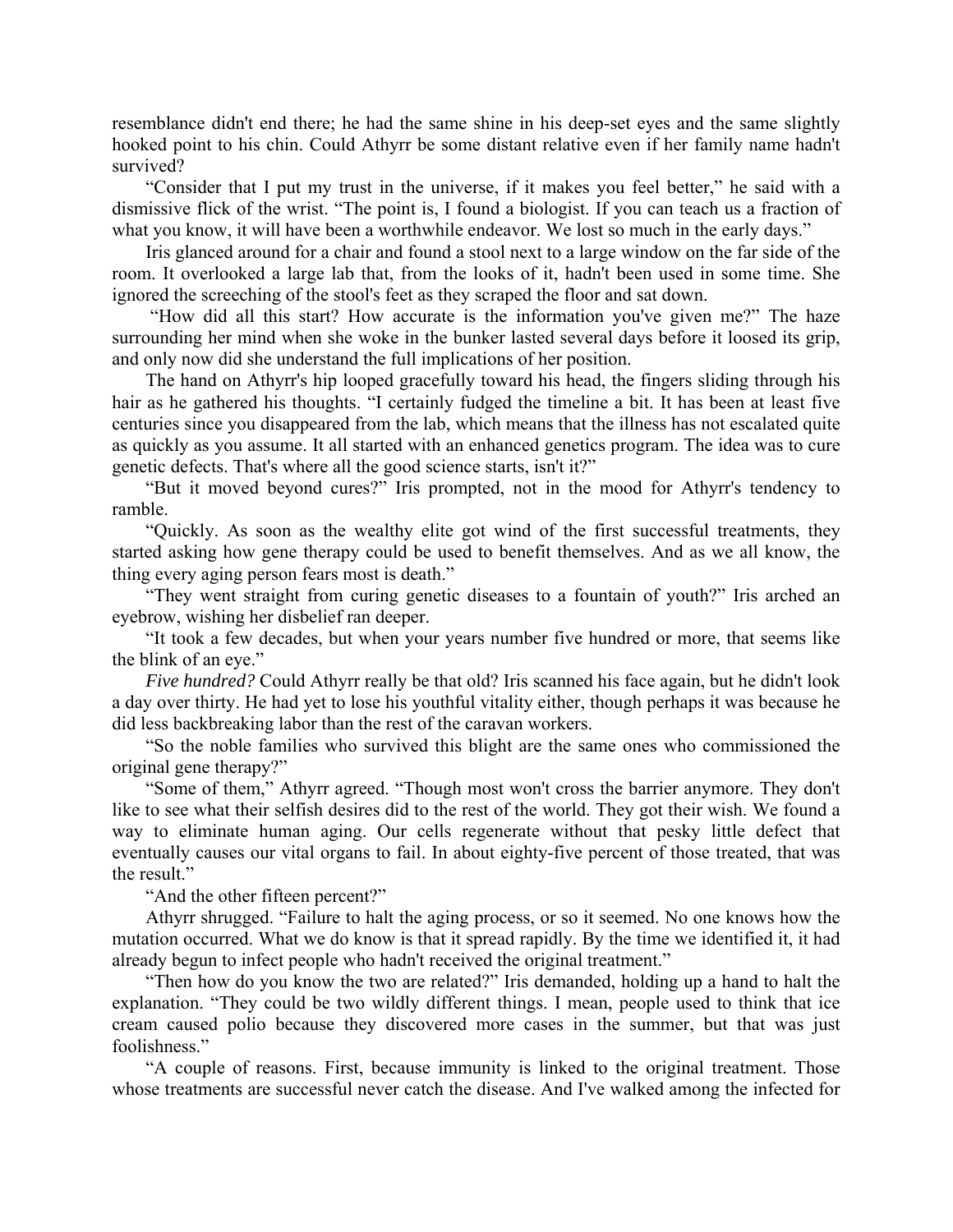resemblance didn't end there; he had the same shine in his deep-set eyes and the same slightly hooked point to his chin. Could Athyrr be some distant relative even if her family name hadn't survived?

"Consider that I put my trust in the universe, if it makes you feel better," he said with a dismissive flick of the wrist. "The point is, I found a biologist. If you can teach us a fraction of what you know, it will have been a worthwhile endeavor. We lost so much in the early days."

Iris glanced around for a chair and found a stool next to a large window on the far side of the room. It overlooked a large lab that, from the looks of it, hadn't been used in some time. She ignored the screeching of the stool's feet as they scraped the floor and sat down.

"How did all this start? How accurate is the information you've given me?" The haze surrounding her mind when she woke in the bunker lasted several days before it loosed its grip, and only now did she understand the full implications of her position.

The hand on Athyrr's hip looped gracefully toward his head, the fingers sliding through his hair as he gathered his thoughts. "I certainly fudged the timeline a bit. It has been at least five centuries since you disappeared from the lab, which means that the illness has not escalated quite as quickly as you assume. It all started with an enhanced genetics program. The idea was to cure genetic defects. That's where all the good science starts, isn't it?"

"But it moved beyond cures?" Iris prompted, not in the mood for Athyrr's tendency to ramble.

"Quickly. As soon as the wealthy elite got wind of the first successful treatments, they started asking how gene therapy could be used to benefit themselves. And as we all know, the thing every aging person fears most is death."

"They went straight from curing genetic diseases to a fountain of youth?" Iris arched an eyebrow, wishing her disbelief ran deeper.

"It took a few decades, but when your years number five hundred or more, that seems like the blink of an eye."

*Five hundred?* Could Athyrr really be that old? Iris scanned his face again, but he didn't look a day over thirty. He had yet to lose his youthful vitality either, though perhaps it was because he did less backbreaking labor than the rest of the caravan workers.

"So the noble families who survived this blight are the same ones who commissioned the original gene therapy?"

"Some of them," Athyrr agreed. "Though most won't cross the barrier anymore. They don't like to see what their selfish desires did to the rest of the world. They got their wish. We found a way to eliminate human aging. Our cells regenerate without that pesky little defect that eventually causes our vital organs to fail. In about eighty-five percent of those treated, that was the result."

"And the other fifteen percent?"

Athyrr shrugged. "Failure to halt the aging process, or so it seemed. No one knows how the mutation occurred. What we do know is that it spread rapidly. By the time we identified it, it had already begun to infect people who hadn't received the original treatment."

"Then how do you know the two are related?" Iris demanded, holding up a hand to halt the explanation. "They could be two wildly different things. I mean, people used to think that ice cream caused polio because they discovered more cases in the summer, but that was just foolishness."

"A couple of reasons. First, because immunity is linked to the original treatment. Those whose treatments are successful never catch the disease. And I've walked among the infected for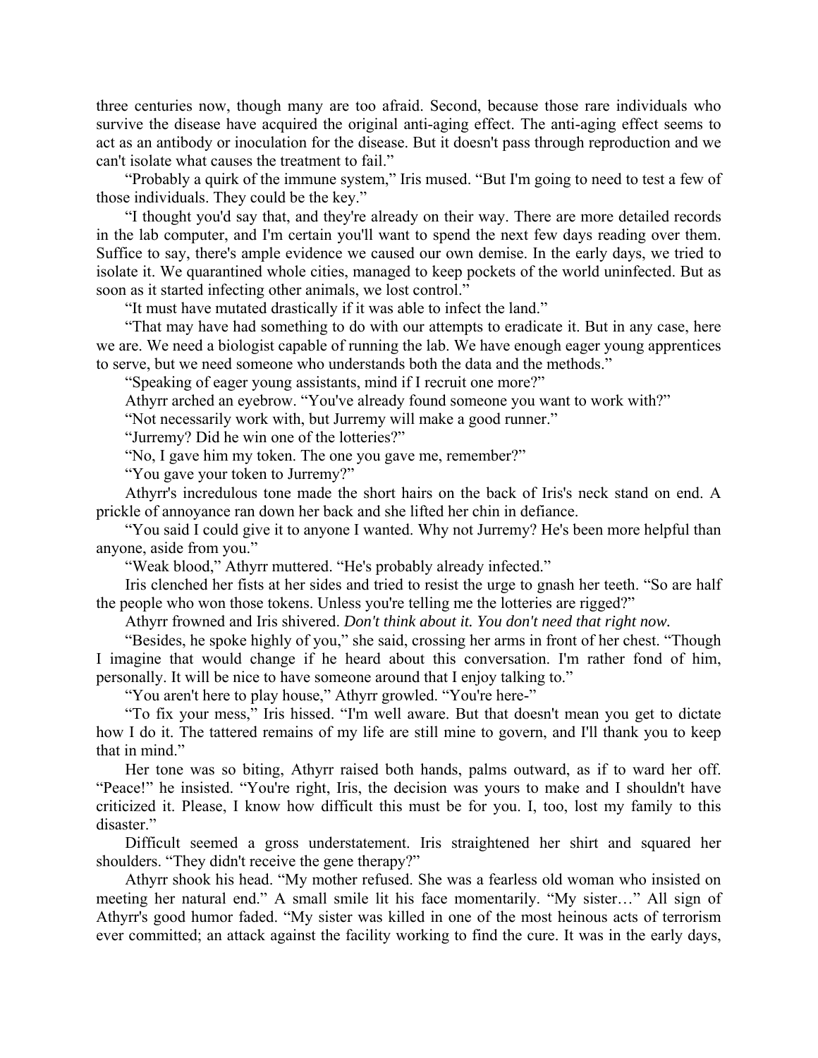three centuries now, though many are too afraid. Second, because those rare individuals who survive the disease have acquired the original anti-aging effect. The anti-aging effect seems to act as an antibody or inoculation for the disease. But it doesn't pass through reproduction and we can't isolate what causes the treatment to fail."

"Probably a quirk of the immune system," Iris mused. "But I'm going to need to test a few of those individuals. They could be the key."

"I thought you'd say that, and they're already on their way. There are more detailed records in the lab computer, and I'm certain you'll want to spend the next few days reading over them. Suffice to say, there's ample evidence we caused our own demise. In the early days, we tried to isolate it. We quarantined whole cities, managed to keep pockets of the world uninfected. But as soon as it started infecting other animals, we lost control."

"It must have mutated drastically if it was able to infect the land."

"That may have had something to do with our attempts to eradicate it. But in any case, here we are. We need a biologist capable of running the lab. We have enough eager young apprentices to serve, but we need someone who understands both the data and the methods."

"Speaking of eager young assistants, mind if I recruit one more?"

Athyrr arched an eyebrow. "You've already found someone you want to work with?"

"Not necessarily work with, but Jurremy will make a good runner."

"Jurremy? Did he win one of the lotteries?"

"No, I gave him my token. The one you gave me, remember?"

"You gave your token to Jurremy?"

Athyrr's incredulous tone made the short hairs on the back of Iris's neck stand on end. A prickle of annoyance ran down her back and she lifted her chin in defiance.

"You said I could give it to anyone I wanted. Why not Jurremy? He's been more helpful than anyone, aside from you."

"Weak blood," Athyrr muttered. "He's probably already infected."

Iris clenched her fists at her sides and tried to resist the urge to gnash her teeth. "So are half the people who won those tokens. Unless you're telling me the lotteries are rigged?"

Athyrr frowned and Iris shivered. *Don't think about it. You don't need that right now.*

"Besides, he spoke highly of you," she said, crossing her arms in front of her chest. "Though I imagine that would change if he heard about this conversation. I'm rather fond of him, personally. It will be nice to have someone around that I enjoy talking to."

"You aren't here to play house," Athyrr growled. "You're here-"

"To fix your mess," Iris hissed. "I'm well aware. But that doesn't mean you get to dictate how I do it. The tattered remains of my life are still mine to govern, and I'll thank you to keep that in mind."

Her tone was so biting, Athyrr raised both hands, palms outward, as if to ward her off. "Peace!" he insisted. "You're right, Iris, the decision was yours to make and I shouldn't have criticized it. Please, I know how difficult this must be for you. I, too, lost my family to this disaster."

Difficult seemed a gross understatement. Iris straightened her shirt and squared her shoulders. "They didn't receive the gene therapy?"

Athyrr shook his head. "My mother refused. She was a fearless old woman who insisted on meeting her natural end." A small smile lit his face momentarily. "My sister…" All sign of Athyrr's good humor faded. "My sister was killed in one of the most heinous acts of terrorism ever committed; an attack against the facility working to find the cure. It was in the early days,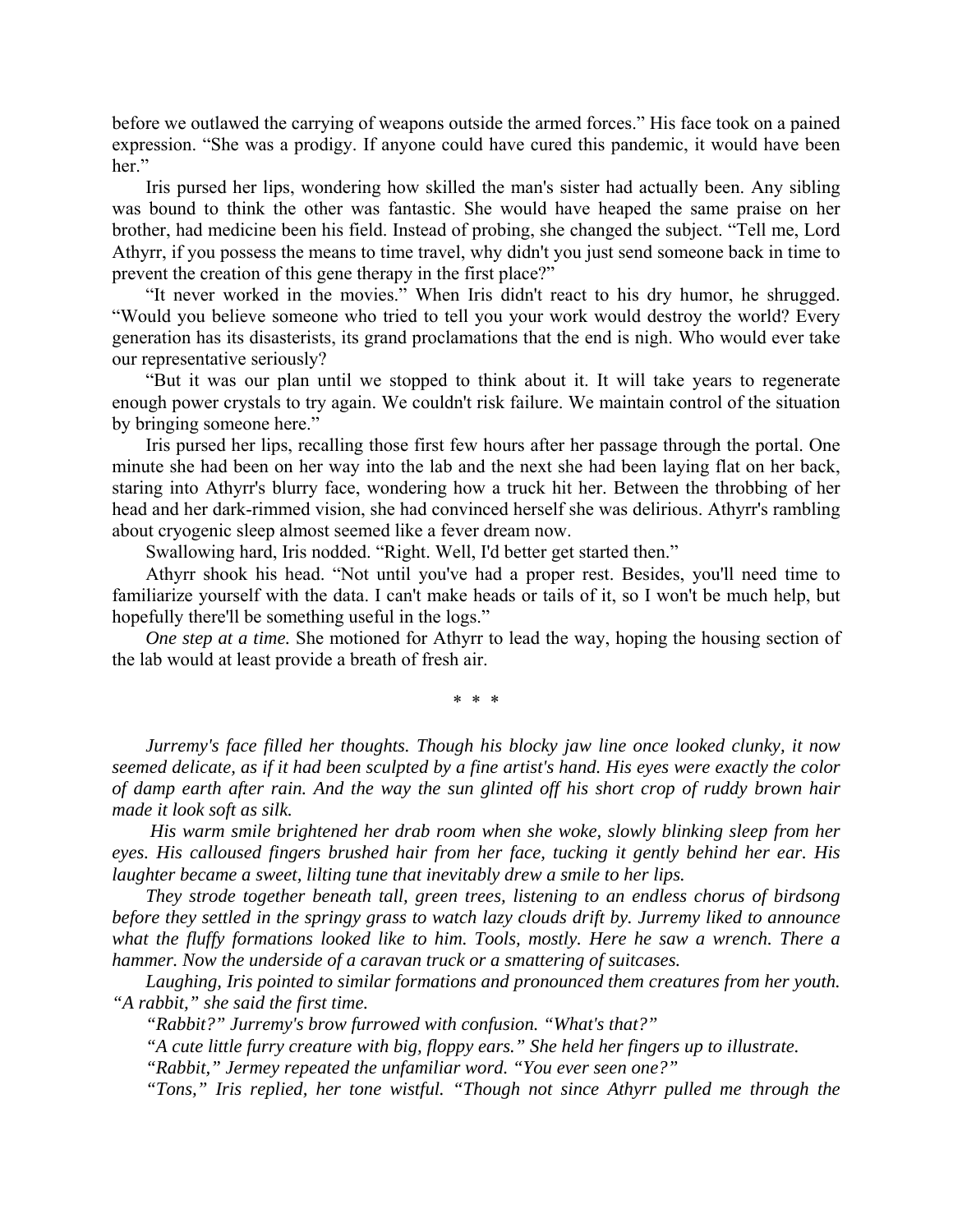before we outlawed the carrying of weapons outside the armed forces." His face took on a pained expression. "She was a prodigy. If anyone could have cured this pandemic, it would have been her."

Iris pursed her lips, wondering how skilled the man's sister had actually been. Any sibling was bound to think the other was fantastic. She would have heaped the same praise on her brother, had medicine been his field. Instead of probing, she changed the subject. "Tell me, Lord Athyrr, if you possess the means to time travel, why didn't you just send someone back in time to prevent the creation of this gene therapy in the first place?"

"It never worked in the movies." When Iris didn't react to his dry humor, he shrugged. "Would you believe someone who tried to tell you your work would destroy the world? Every generation has its disasterists, its grand proclamations that the end is nigh. Who would ever take our representative seriously?

"But it was our plan until we stopped to think about it. It will take years to regenerate enough power crystals to try again. We couldn't risk failure. We maintain control of the situation by bringing someone here."

Iris pursed her lips, recalling those first few hours after her passage through the portal. One minute she had been on her way into the lab and the next she had been laying flat on her back, staring into Athyrr's blurry face, wondering how a truck hit her. Between the throbbing of her head and her dark-rimmed vision, she had convinced herself she was delirious. Athyrr's rambling about cryogenic sleep almost seemed like a fever dream now.

Swallowing hard, Iris nodded. "Right. Well, I'd better get started then."

Athyrr shook his head. "Not until you've had a proper rest. Besides, you'll need time to familiarize yourself with the data. I can't make heads or tails of it, so I won't be much help, but hopefully there'll be something useful in the logs."

*One step at a time.* She motioned for Athyrr to lead the way, hoping the housing section of the lab would at least provide a breath of fresh air.

\* \* \*

*Jurremy's face filled her thoughts. Though his blocky jaw line once looked clunky, it now seemed delicate, as if it had been sculpted by a fine artist's hand. His eyes were exactly the color of damp earth after rain. And the way the sun glinted off his short crop of ruddy brown hair made it look soft as silk.*

*His warm smile brightened her drab room when she woke, slowly blinking sleep from her eyes. His calloused fingers brushed hair from her face, tucking it gently behind her ear. His laughter became a sweet, lilting tune that inevitably drew a smile to her lips.*

*They strode together beneath tall, green trees, listening to an endless chorus of birdsong before they settled in the springy grass to watch lazy clouds drift by. Jurremy liked to announce what the fluffy formations looked like to him. Tools, mostly. Here he saw a wrench. There a hammer. Now the underside of a caravan truck or a smattering of suitcases.*

*Laughing, Iris pointed to similar formations and pronounced them creatures from her youth. "A rabbit," she said the first time.*

*"Rabbit?" Jurremy's brow furrowed with confusion. "What's that?"*

*"A cute little furry creature with big, floppy ears." She held her fingers up to illustrate.*

*"Rabbit," Jermey repeated the unfamiliar word. "You ever seen one?"*

*"Tons," Iris replied, her tone wistful. "Though not since Athyrr pulled me through the*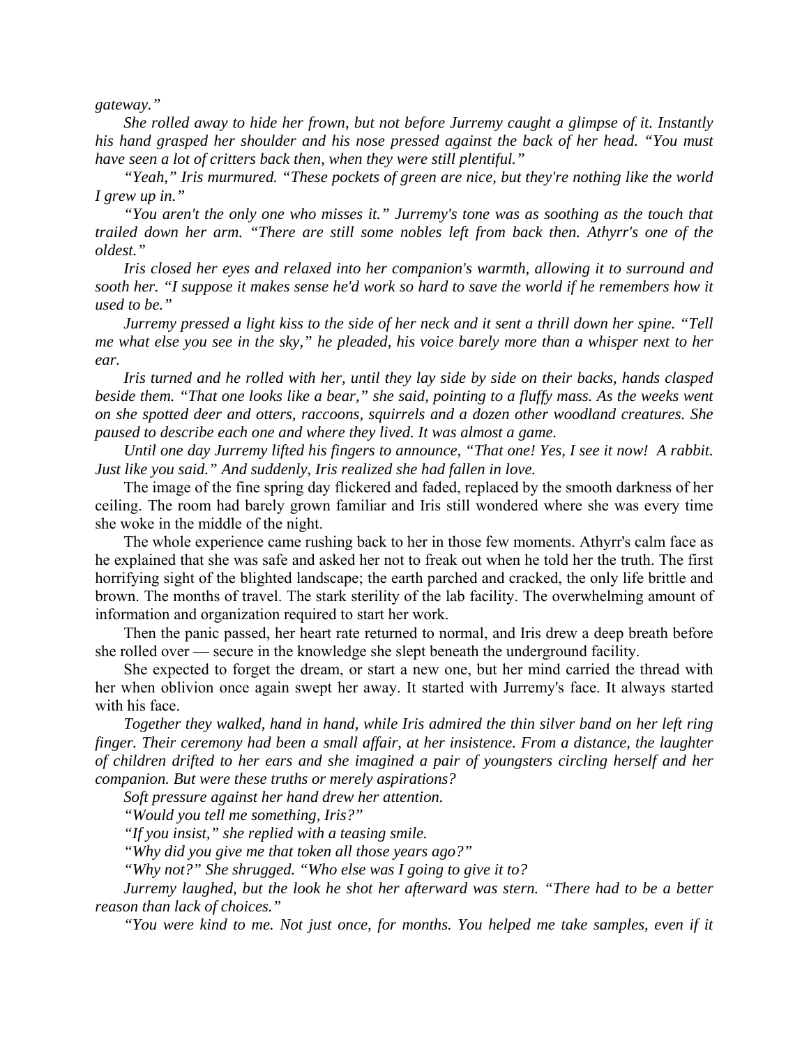*gateway."*

*She rolled away to hide her frown, but not before Jurremy caught a glimpse of it. Instantly his hand grasped her shoulder and his nose pressed against the back of her head. "You must have seen a lot of critters back then, when they were still plentiful."*

*"Yeah," Iris murmured. "These pockets of green are nice, but they're nothing like the world I grew up in."*

*"You aren't the only one who misses it." Jurremy's tone was as soothing as the touch that trailed down her arm. "There are still some nobles left from back then. Athyrr's one of the oldest."*

*Iris closed her eyes and relaxed into her companion's warmth, allowing it to surround and sooth her. "I suppose it makes sense he'd work so hard to save the world if he remembers how it used to be."*

*Jurremy pressed a light kiss to the side of her neck and it sent a thrill down her spine. "Tell me what else you see in the sky," he pleaded, his voice barely more than a whisper next to her ear.*

*Iris turned and he rolled with her, until they lay side by side on their backs, hands clasped beside them. "That one looks like a bear," she said, pointing to a fluffy mass. As the weeks went on she spotted deer and otters, raccoons, squirrels and a dozen other woodland creatures. She paused to describe each one and where they lived. It was almost a game.*

*Until one day Jurremy lifted his fingers to announce, "That one! Yes, I see it now! A rabbit. Just like you said." And suddenly, Iris realized she had fallen in love.*

The image of the fine spring day flickered and faded, replaced by the smooth darkness of her ceiling. The room had barely grown familiar and Iris still wondered where she was every time she woke in the middle of the night.

The whole experience came rushing back to her in those few moments. Athyrr's calm face as he explained that she was safe and asked her not to freak out when he told her the truth. The first horrifying sight of the blighted landscape; the earth parched and cracked, the only life brittle and brown. The months of travel. The stark sterility of the lab facility. The overwhelming amount of information and organization required to start her work.

Then the panic passed, her heart rate returned to normal, and Iris drew a deep breath before she rolled over — secure in the knowledge she slept beneath the underground facility.

She expected to forget the dream, or start a new one, but her mind carried the thread with her when oblivion once again swept her away. It started with Jurremy's face. It always started with his face.

*Together they walked, hand in hand, while Iris admired the thin silver band on her left ring finger. Their ceremony had been a small affair, at her insistence. From a distance, the laughter of children drifted to her ears and she imagined a pair of youngsters circling herself and her companion. But were these truths or merely aspirations?*

*Soft pressure against her hand drew her attention.*

*"Would you tell me something, Iris?"*

*"If you insist," she replied with a teasing smile.*

*"Why did you give me that token all those years ago?"*

*"Why not?" She shrugged. "Who else was I going to give it to?*

*Jurremy laughed, but the look he shot her afterward was stern. "There had to be a better reason than lack of choices."*

*"You were kind to me. Not just once, for months. You helped me take samples, even if it*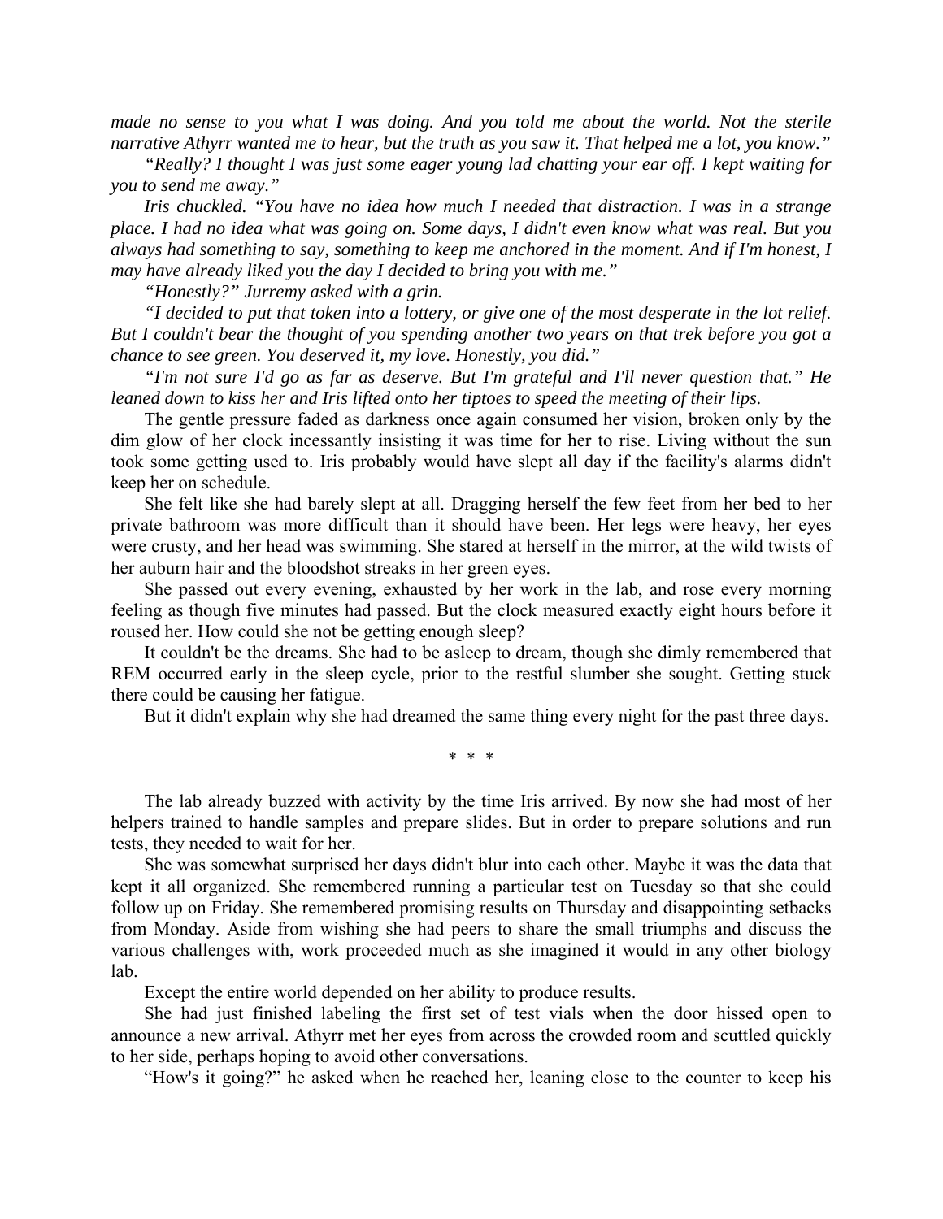*made no sense to you what I was doing. And you told me about the world. Not the sterile narrative Athyrr wanted me to hear, but the truth as you saw it. That helped me a lot, you know."*

*"Really? I thought I was just some eager young lad chatting your ear off. I kept waiting for you to send me away."*

*Iris chuckled. "You have no idea how much I needed that distraction. I was in a strange place. I had no idea what was going on. Some days, I didn't even know what was real. But you always had something to say, something to keep me anchored in the moment. And if I'm honest, I may have already liked you the day I decided to bring you with me."*

*"Honestly?" Jurremy asked with a grin.*

*"I decided to put that token into a lottery, or give one of the most desperate in the lot relief. But I couldn't bear the thought of you spending another two years on that trek before you got a chance to see green. You deserved it, my love. Honestly, you did."*

*"I'm not sure I'd go as far as deserve. But I'm grateful and I'll never question that." He leaned down to kiss her and Iris lifted onto her tiptoes to speed the meeting of their lips.*

The gentle pressure faded as darkness once again consumed her vision, broken only by the dim glow of her clock incessantly insisting it was time for her to rise. Living without the sun took some getting used to. Iris probably would have slept all day if the facility's alarms didn't keep her on schedule.

She felt like she had barely slept at all. Dragging herself the few feet from her bed to her private bathroom was more difficult than it should have been. Her legs were heavy, her eyes were crusty, and her head was swimming. She stared at herself in the mirror, at the wild twists of her auburn hair and the bloodshot streaks in her green eyes.

She passed out every evening, exhausted by her work in the lab, and rose every morning feeling as though five minutes had passed. But the clock measured exactly eight hours before it roused her. How could she not be getting enough sleep?

It couldn't be the dreams. She had to be asleep to dream, though she dimly remembered that REM occurred early in the sleep cycle, prior to the restful slumber she sought. Getting stuck there could be causing her fatigue.

But it didn't explain why she had dreamed the same thing every night for the past three days.

\* \* \*

The lab already buzzed with activity by the time Iris arrived. By now she had most of her helpers trained to handle samples and prepare slides. But in order to prepare solutions and run tests, they needed to wait for her.

She was somewhat surprised her days didn't blur into each other. Maybe it was the data that kept it all organized. She remembered running a particular test on Tuesday so that she could follow up on Friday. She remembered promising results on Thursday and disappointing setbacks from Monday. Aside from wishing she had peers to share the small triumphs and discuss the various challenges with, work proceeded much as she imagined it would in any other biology lab.

Except the entire world depended on her ability to produce results.

She had just finished labeling the first set of test vials when the door hissed open to announce a new arrival. Athyrr met her eyes from across the crowded room and scuttled quickly to her side, perhaps hoping to avoid other conversations.

"How's it going?" he asked when he reached her, leaning close to the counter to keep his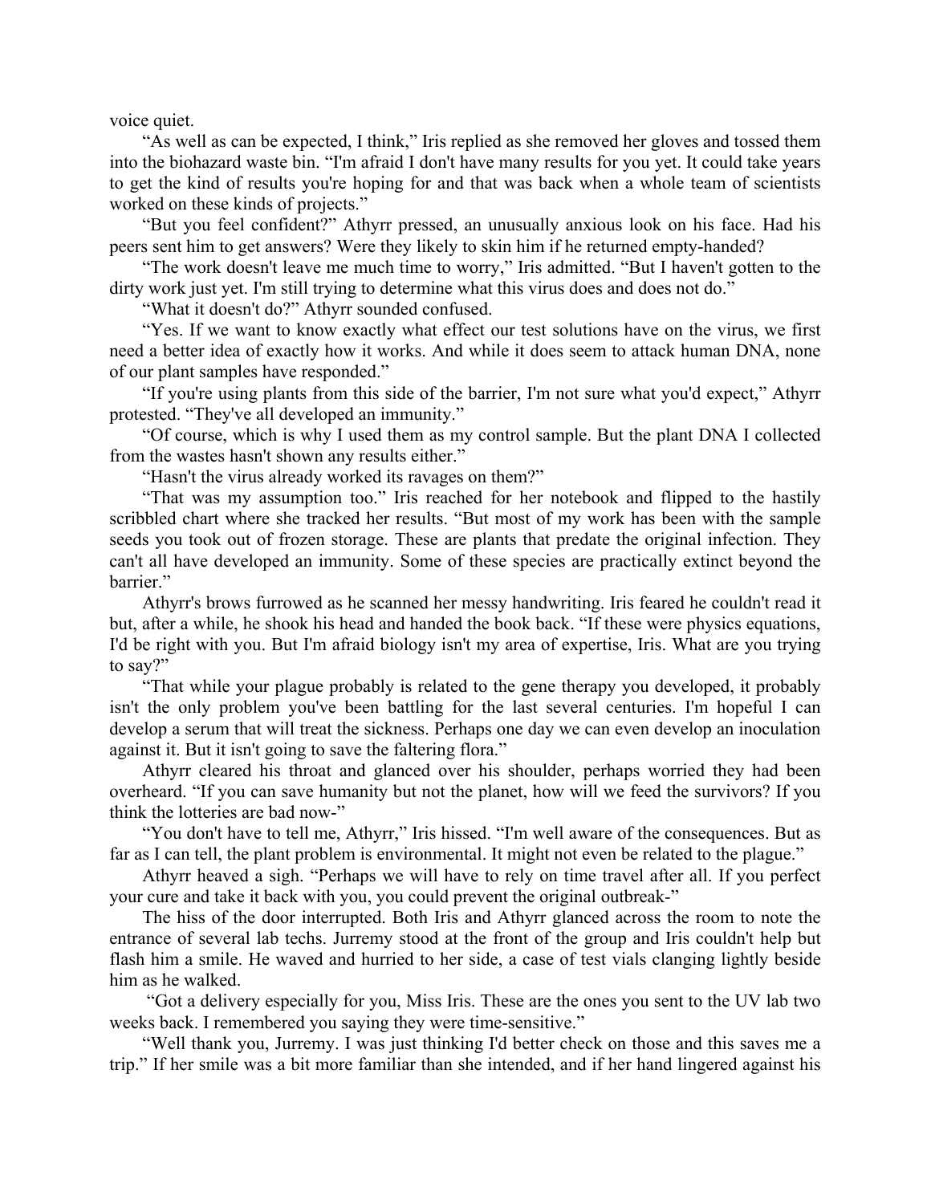voice quiet.

"As well as can be expected, I think," Iris replied as she removed her gloves and tossed them into the biohazard waste bin. "I'm afraid I don't have many results for you yet. It could take years to get the kind of results you're hoping for and that was back when a whole team of scientists worked on these kinds of projects."

"But you feel confident?" Athyrr pressed, an unusually anxious look on his face. Had his peers sent him to get answers? Were they likely to skin him if he returned empty-handed?

"The work doesn't leave me much time to worry," Iris admitted. "But I haven't gotten to the dirty work just yet. I'm still trying to determine what this virus does and does not do."

"What it doesn't do?" Athyrr sounded confused.

"Yes. If we want to know exactly what effect our test solutions have on the virus, we first need a better idea of exactly how it works. And while it does seem to attack human DNA, none of our plant samples have responded."

"If you're using plants from this side of the barrier, I'm not sure what you'd expect," Athyrr protested. "They've all developed an immunity."

"Of course, which is why I used them as my control sample. But the plant DNA I collected from the wastes hasn't shown any results either."

"Hasn't the virus already worked its ravages on them?"

"That was my assumption too." Iris reached for her notebook and flipped to the hastily scribbled chart where she tracked her results. "But most of my work has been with the sample seeds you took out of frozen storage. These are plants that predate the original infection. They can't all have developed an immunity. Some of these species are practically extinct beyond the barrier."

Athyrr's brows furrowed as he scanned her messy handwriting. Iris feared he couldn't read it but, after a while, he shook his head and handed the book back. "If these were physics equations, I'd be right with you. But I'm afraid biology isn't my area of expertise, Iris. What are you trying to say?"

"That while your plague probably is related to the gene therapy you developed, it probably isn't the only problem you've been battling for the last several centuries. I'm hopeful I can develop a serum that will treat the sickness. Perhaps one day we can even develop an inoculation against it. But it isn't going to save the faltering flora."

Athyrr cleared his throat and glanced over his shoulder, perhaps worried they had been overheard. "If you can save humanity but not the planet, how will we feed the survivors? If you think the lotteries are bad now-"

"You don't have to tell me, Athyrr," Iris hissed. "I'm well aware of the consequences. But as far as I can tell, the plant problem is environmental. It might not even be related to the plague."

Athyrr heaved a sigh. "Perhaps we will have to rely on time travel after all. If you perfect your cure and take it back with you, you could prevent the original outbreak-"

The hiss of the door interrupted. Both Iris and Athyrr glanced across the room to note the entrance of several lab techs. Jurremy stood at the front of the group and Iris couldn't help but flash him a smile. He waved and hurried to her side, a case of test vials clanging lightly beside him as he walked.

"Got a delivery especially for you, Miss Iris. These are the ones you sent to the UV lab two weeks back. I remembered you saying they were time-sensitive."

"Well thank you, Jurremy. I was just thinking I'd better check on those and this saves me a trip." If her smile was a bit more familiar than she intended, and if her hand lingered against his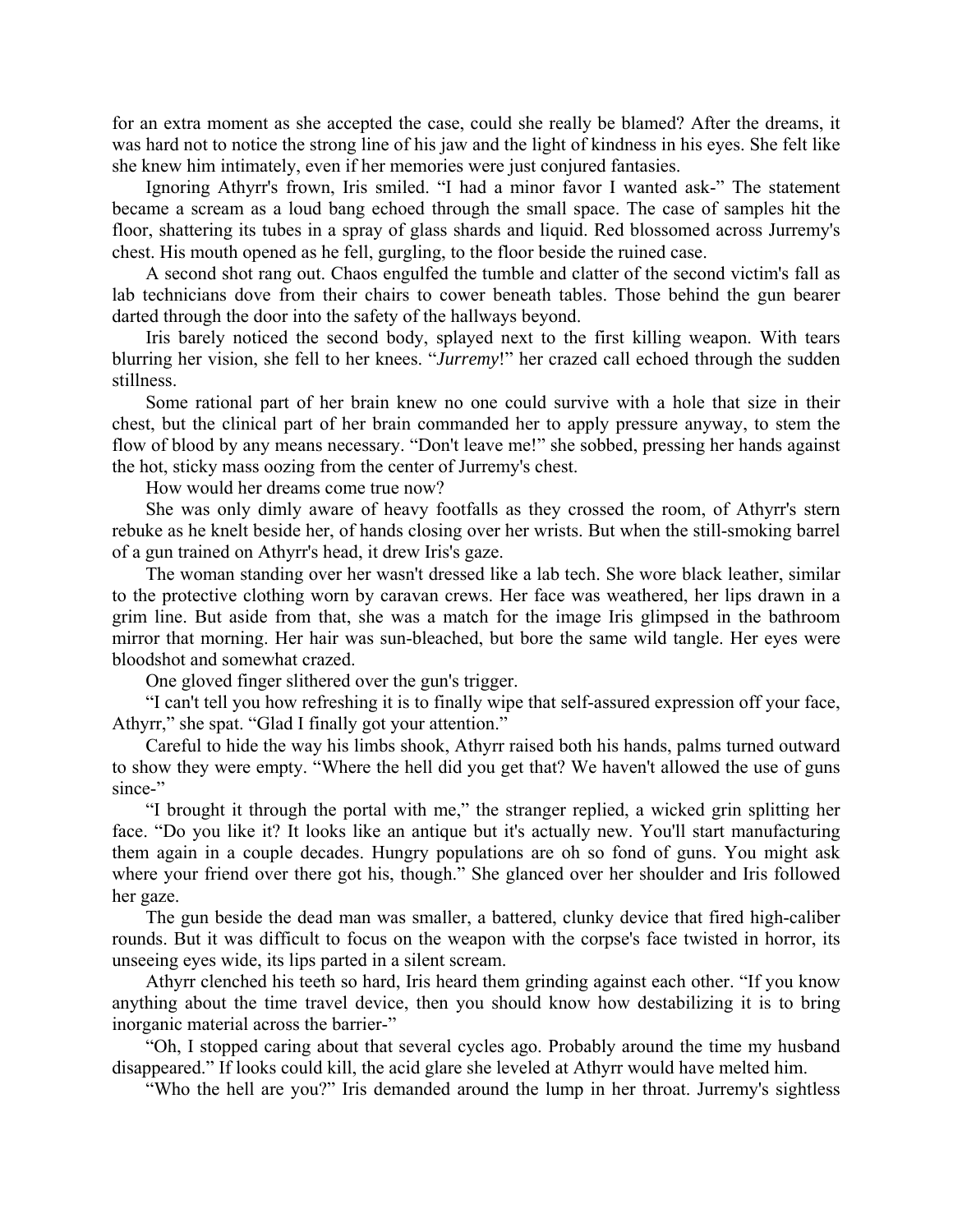for an extra moment as she accepted the case, could she really be blamed? After the dreams, it was hard not to notice the strong line of his jaw and the light of kindness in his eyes. She felt like she knew him intimately, even if her memories were just conjured fantasies.

Ignoring Athyrr's frown, Iris smiled. "I had a minor favor I wanted ask-" The statement became a scream as a loud bang echoed through the small space. The case of samples hit the floor, shattering its tubes in a spray of glass shards and liquid. Red blossomed across Jurremy's chest. His mouth opened as he fell, gurgling, to the floor beside the ruined case.

A second shot rang out. Chaos engulfed the tumble and clatter of the second victim's fall as lab technicians dove from their chairs to cower beneath tables. Those behind the gun bearer darted through the door into the safety of the hallways beyond.

Iris barely noticed the second body, splayed next to the first killing weapon. With tears blurring her vision, she fell to her knees. "*Jurremy*!" her crazed call echoed through the sudden stillness.

Some rational part of her brain knew no one could survive with a hole that size in their chest, but the clinical part of her brain commanded her to apply pressure anyway, to stem the flow of blood by any means necessary. "Don't leave me!" she sobbed, pressing her hands against the hot, sticky mass oozing from the center of Jurremy's chest.

How would her dreams come true now?

She was only dimly aware of heavy footfalls as they crossed the room, of Athyrr's stern rebuke as he knelt beside her, of hands closing over her wrists. But when the still-smoking barrel of a gun trained on Athyrr's head, it drew Iris's gaze.

The woman standing over her wasn't dressed like a lab tech. She wore black leather, similar to the protective clothing worn by caravan crews. Her face was weathered, her lips drawn in a grim line. But aside from that, she was a match for the image Iris glimpsed in the bathroom mirror that morning. Her hair was sun-bleached, but bore the same wild tangle. Her eyes were bloodshot and somewhat crazed.

One gloved finger slithered over the gun's trigger.

"I can't tell you how refreshing it is to finally wipe that self-assured expression off your face, Athyrr," she spat. "Glad I finally got your attention."

Careful to hide the way his limbs shook, Athyrr raised both his hands, palms turned outward to show they were empty. "Where the hell did you get that? We haven't allowed the use of guns since-"

"I brought it through the portal with me," the stranger replied, a wicked grin splitting her face. "Do you like it? It looks like an antique but it's actually new. You'll start manufacturing them again in a couple decades. Hungry populations are oh so fond of guns. You might ask where your friend over there got his, though." She glanced over her shoulder and Iris followed her gaze.

The gun beside the dead man was smaller, a battered, clunky device that fired high-caliber rounds. But it was difficult to focus on the weapon with the corpse's face twisted in horror, its unseeing eyes wide, its lips parted in a silent scream.

Athyrr clenched his teeth so hard, Iris heard them grinding against each other. "If you know anything about the time travel device, then you should know how destabilizing it is to bring inorganic material across the barrier-"

"Oh, I stopped caring about that several cycles ago. Probably around the time my husband disappeared." If looks could kill, the acid glare she leveled at Athyrr would have melted him.

"Who the hell are you?" Iris demanded around the lump in her throat. Jurremy's sightless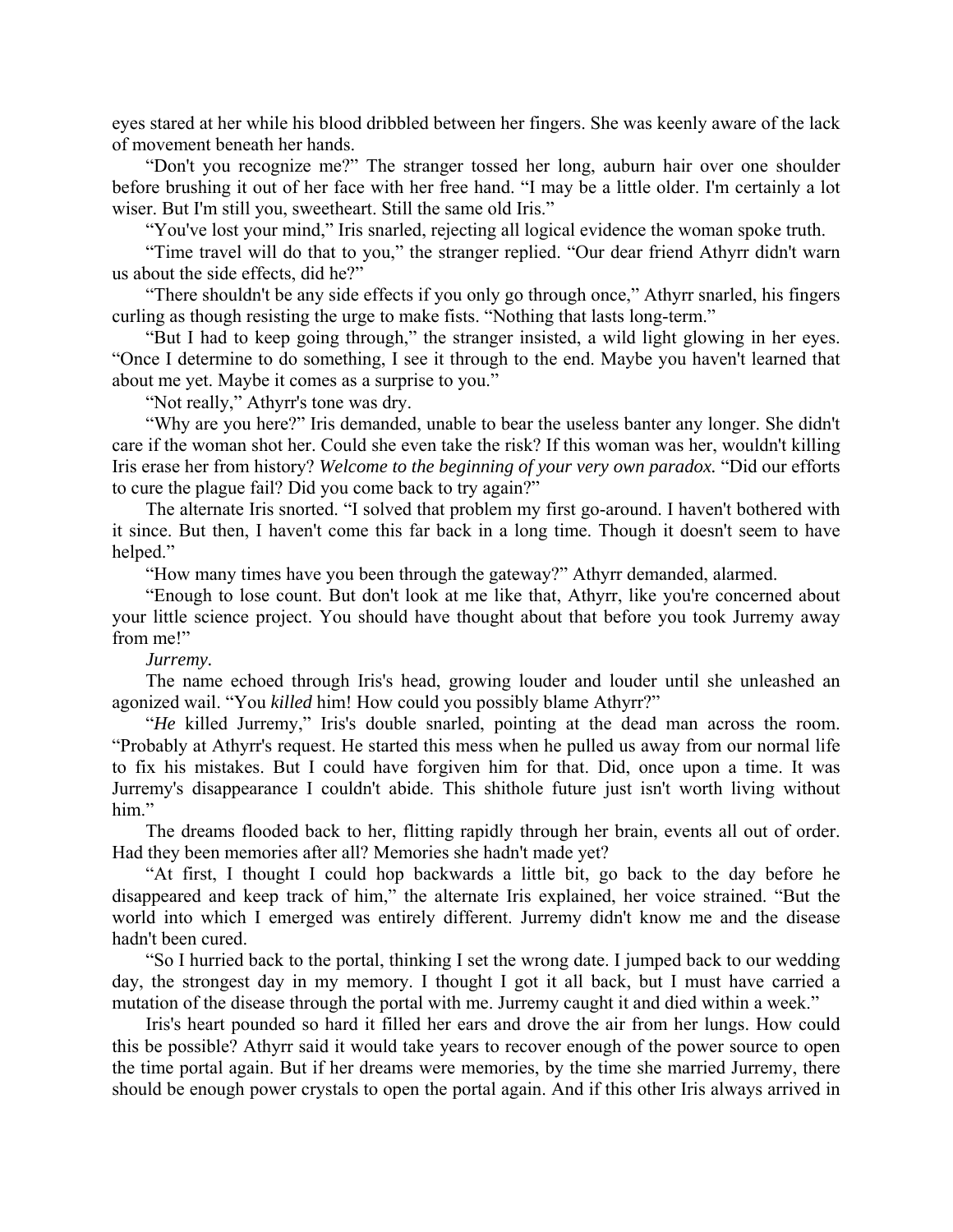eyes stared at her while his blood dribbled between her fingers. She was keenly aware of the lack of movement beneath her hands.

"Don't you recognize me?" The stranger tossed her long, auburn hair over one shoulder before brushing it out of her face with her free hand. "I may be a little older. I'm certainly a lot wiser. But I'm still you, sweetheart. Still the same old Iris."

"You've lost your mind," Iris snarled, rejecting all logical evidence the woman spoke truth.

"Time travel will do that to you," the stranger replied. "Our dear friend Athyrr didn't warn us about the side effects, did he?"

"There shouldn't be any side effects if you only go through once," Athyrr snarled, his fingers curling as though resisting the urge to make fists. "Nothing that lasts long-term."

"But I had to keep going through," the stranger insisted, a wild light glowing in her eyes. "Once I determine to do something, I see it through to the end. Maybe you haven't learned that about me yet. Maybe it comes as a surprise to you."

"Not really," Athyrr's tone was dry.

"Why are you here?" Iris demanded, unable to bear the useless banter any longer. She didn't care if the woman shot her. Could she even take the risk? If this woman was her, wouldn't killing Iris erase her from history? *Welcome to the beginning of your very own paradox.* "Did our efforts to cure the plague fail? Did you come back to try again?"

The alternate Iris snorted. "I solved that problem my first go-around. I haven't bothered with it since. But then, I haven't come this far back in a long time. Though it doesn't seem to have helped."

"How many times have you been through the gateway?" Athyrr demanded, alarmed.

"Enough to lose count. But don't look at me like that, Athyrr, like you're concerned about your little science project. You should have thought about that before you took Jurremy away from me!"

*Jurremy.*

The name echoed through Iris's head, growing louder and louder until she unleashed an agonized wail. "You *killed* him! How could you possibly blame Athyrr?"

"*He* killed Jurremy," Iris's double snarled, pointing at the dead man across the room. "Probably at Athyrr's request. He started this mess when he pulled us away from our normal life to fix his mistakes. But I could have forgiven him for that. Did, once upon a time. It was Jurremy's disappearance I couldn't abide. This shithole future just isn't worth living without him."

The dreams flooded back to her, flitting rapidly through her brain, events all out of order. Had they been memories after all? Memories she hadn't made yet?

"At first, I thought I could hop backwards a little bit, go back to the day before he disappeared and keep track of him," the alternate Iris explained, her voice strained. "But the world into which I emerged was entirely different. Jurremy didn't know me and the disease hadn't been cured.

"So I hurried back to the portal, thinking I set the wrong date. I jumped back to our wedding day, the strongest day in my memory. I thought I got it all back, but I must have carried a mutation of the disease through the portal with me. Jurremy caught it and died within a week."

Iris's heart pounded so hard it filled her ears and drove the air from her lungs. How could this be possible? Athyrr said it would take years to recover enough of the power source to open the time portal again. But if her dreams were memories, by the time she married Jurremy, there should be enough power crystals to open the portal again. And if this other Iris always arrived in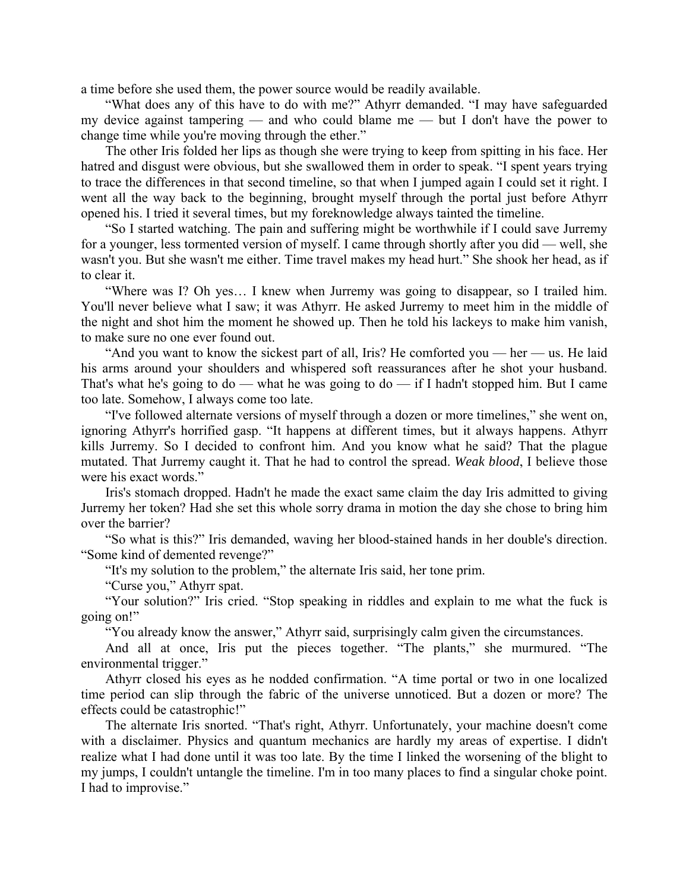a time before she used them, the power source would be readily available.

"What does any of this have to do with me?" Athyrr demanded. "I may have safeguarded my device against tampering — and who could blame me — but I don't have the power to change time while you're moving through the ether."

The other Iris folded her lips as though she were trying to keep from spitting in his face. Her hatred and disgust were obvious, but she swallowed them in order to speak. "I spent years trying to trace the differences in that second timeline, so that when I jumped again I could set it right. I went all the way back to the beginning, brought myself through the portal just before Athyrr opened his. I tried it several times, but my foreknowledge always tainted the timeline.

"So I started watching. The pain and suffering might be worthwhile if I could save Jurremy for a younger, less tormented version of myself. I came through shortly after you did — well, she wasn't you. But she wasn't me either. Time travel makes my head hurt." She shook her head, as if to clear it.

"Where was I? Oh yes… I knew when Jurremy was going to disappear, so I trailed him. You'll never believe what I saw; it was Athyrr. He asked Jurremy to meet him in the middle of the night and shot him the moment he showed up. Then he told his lackeys to make him vanish, to make sure no one ever found out.

"And you want to know the sickest part of all, Iris? He comforted you — her — us. He laid his arms around your shoulders and whispered soft reassurances after he shot your husband. That's what he's going to do — what he was going to do — if I hadn't stopped him. But I came too late. Somehow, I always come too late.

"I've followed alternate versions of myself through a dozen or more timelines," she went on, ignoring Athyrr's horrified gasp. "It happens at different times, but it always happens. Athyrr kills Jurremy. So I decided to confront him. And you know what he said? That the plague mutated. That Jurremy caught it. That he had to control the spread. *Weak blood*, I believe those were his exact words."

Iris's stomach dropped. Hadn't he made the exact same claim the day Iris admitted to giving Jurremy her token? Had she set this whole sorry drama in motion the day she chose to bring him over the barrier?

"So what is this?" Iris demanded, waving her blood-stained hands in her double's direction. "Some kind of demented revenge?"

"It's my solution to the problem," the alternate Iris said, her tone prim.

"Curse you," Athyrr spat.

"Your solution?" Iris cried. "Stop speaking in riddles and explain to me what the fuck is going on!"

"You already know the answer," Athyrr said, surprisingly calm given the circumstances.

And all at once, Iris put the pieces together. "The plants," she murmured. "The environmental trigger."

Athyrr closed his eyes as he nodded confirmation. "A time portal or two in one localized time period can slip through the fabric of the universe unnoticed. But a dozen or more? The effects could be catastrophic!"

The alternate Iris snorted. "That's right, Athyrr. Unfortunately, your machine doesn't come with a disclaimer. Physics and quantum mechanics are hardly my areas of expertise. I didn't realize what I had done until it was too late. By the time I linked the worsening of the blight to my jumps, I couldn't untangle the timeline. I'm in too many places to find a singular choke point. I had to improvise."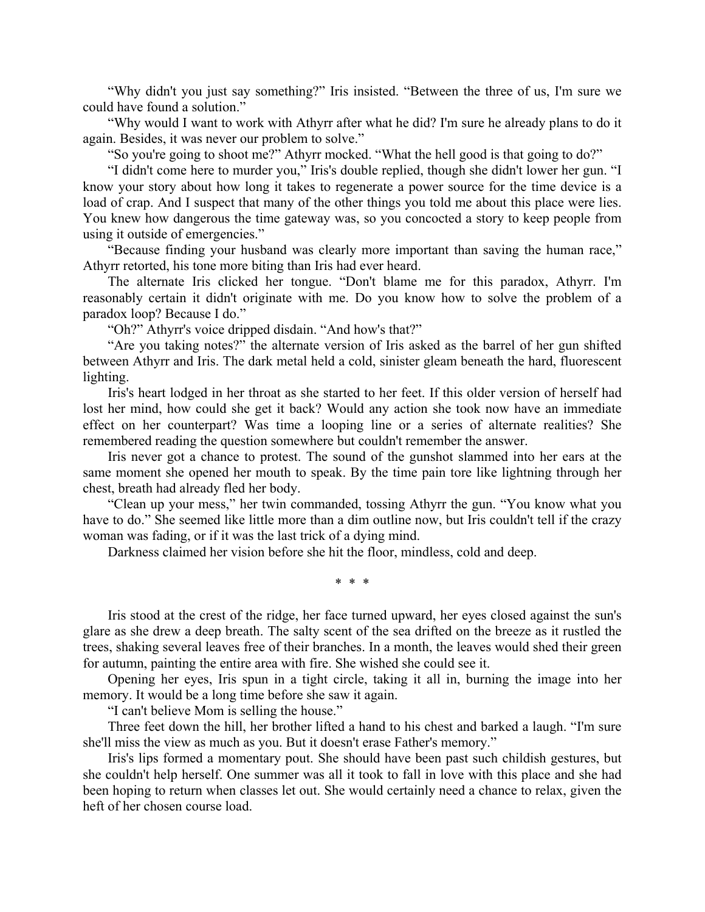“Why didn't you just say something?” Iris insisted. “Between the three of us, I'm sure we could have found a solution.”

“Why would I want to work with Athyrr after what he did? I'm sure he already plans to do it again. Besides, it was never our problem to solve.”

“So you're going to shoot me?” Athyrr mocked. “What the hell good is that going to do?”

“I didn't come here to murder you,” Iris's double replied, though she didn't lower her gun. “I know your story about how long it takes to regenerate a power source for the time device is a load of crap. And I suspect that many of the other things you told me about this place were lies. You knew how dangerous the time gateway was, so you concocted a story to keep people from using it outside of emergencies.”

“Because finding your husband was clearly more important than saving the human race,” Athyrr retorted, his tone more biting than Iris had ever heard.

The alternate Iris clicked her tongue. “Don't blame me for this paradox, Athyrr. I'm reasonably certain it didn't originate with me. Do you know how to solve the problem of a paradox loop? Because I do.”

“Oh?” Athyrr's voice dripped disdain. “And how's that?”

“Are you taking notes?” the alternate version of Iris asked as the barrel of her gun shifted between Athyrr and Iris. The dark metal held a cold, sinister gleam beneath the hard, fluorescent lighting.

Iris's heart lodged in her throat as she started to her feet. If this older version of herself had lost her mind, how could she get it back? Would any action she took now have an immediate effect on her counterpart? Was time a looping line or a series of alternate realities? She remembered reading the question somewhere but couldn't remember the answer.

Iris never got a chance to protest. The sound of the gunshot slammed into her ears at the same moment she opened her mouth to speak. By the time pain tore like lightning through her chest, breath had already fled her body.

“Clean up your mess,” her twin commanded, tossing Athyrr the gun. “You know what you have to do.” She seemed like little more than a dim outline now, but Iris couldn't tell if the crazy woman was fading, or if it was the last trick of a dying mind.

Darkness claimed her vision before she hit the floor, mindless, cold and deep.

\* \* \*

Iris stood at the crest of the ridge, her face turned upward, her eyes closed against the sun's glare as she drew a deep breath. The salty scent of the sea drifted on the breeze as it rustled the trees, shaking several leaves free of their branches. In a month, the leaves would shed their green for autumn, painting the entire area with fire. She wished she could see it.

Opening her eyes, Iris spun in a tight circle, taking it all in, burning the image into her memory. It would be a long time before she saw it again.

“I can't believe Mom is selling the house.”

Three feet down the hill, her brother lifted a hand to his chest and barked a laugh. “I'm sure she'll miss the view as much as you. But it doesn't erase Father's memory.”

Iris's lips formed a momentary pout. She should have been past such childish gestures, but she couldn't help herself. One summer was all it took to fall in love with this place and she had been hoping to return when classes let out. She would certainly need a chance to relax, given the heft of her chosen course load.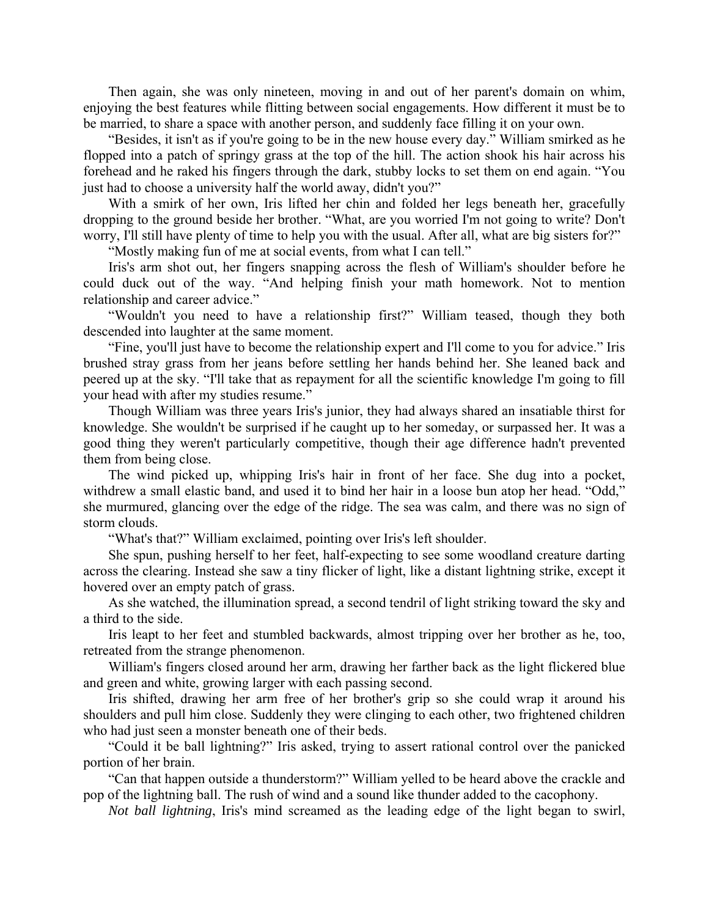Then again, she was only nineteen, moving in and out of her parent's domain on whim, enjoying the best features while flitting between social engagements. How different it must be to be married, to share a space with another person, and suddenly face filling it on your own.

“Besides, it isn't as if you're going to be in the new house every day.” William smirked as he flopped into a patch of springy grass at the top of the hill. The action shook his hair across his forehead and he raked his fingers through the dark, stubby locks to set them on end again. “You just had to choose a university half the world away, didn't you?”

With a smirk of her own, Iris lifted her chin and folded her legs beneath her, gracefully dropping to the ground beside her brother. “What, are you worried I'm not going to write? Don't worry, I'll still have plenty of time to help you with the usual. After all, what are big sisters for?”

“Mostly making fun of me at social events, from what I can tell.”

Iris's arm shot out, her fingers snapping across the flesh of William's shoulder before he could duck out of the way. “And helping finish your math homework. Not to mention relationship and career advice.”

“Wouldn't you need to have a relationship first?” William teased, though they both descended into laughter at the same moment.

“Fine, you'll just have to become the relationship expert and I'll come to you for advice.” Iris brushed stray grass from her jeans before settling her hands behind her. She leaned back and peered up at the sky. “I'll take that as repayment for all the scientific knowledge I'm going to fill your head with after my studies resume.”

Though William was three years Iris's junior, they had always shared an insatiable thirst for knowledge. She wouldn't be surprised if he caught up to her someday, or surpassed her. It was a good thing they weren't particularly competitive, though their age difference hadn't prevented them from being close.

The wind picked up, whipping Iris's hair in front of her face. She dug into a pocket, withdrew a small elastic band, and used it to bind her hair in a loose bun atop her head. “Odd,” she murmured, glancing over the edge of the ridge. The sea was calm, and there was no sign of storm clouds.

“What's that?” William exclaimed, pointing over Iris's left shoulder.

She spun, pushing herself to her feet, half-expecting to see some woodland creature darting across the clearing. Instead she saw a tiny flicker of light, like a distant lightning strike, except it hovered over an empty patch of grass.

As she watched, the illumination spread, a second tendril of light striking toward the sky and a third to the side.

Iris leapt to her feet and stumbled backwards, almost tripping over her brother as he, too, retreated from the strange phenomenon.

William's fingers closed around her arm, drawing her farther back as the light flickered blue and green and white, growing larger with each passing second.

Iris shifted, drawing her arm free of her brother's grip so she could wrap it around his shoulders and pull him close. Suddenly they were clinging to each other, two frightened children who had just seen a monster beneath one of their beds.

“Could it be ball lightning?” Iris asked, trying to assert rational control over the panicked portion of her brain.

“Can that happen outside a thunderstorm?” William yelled to be heard above the crackle and pop of the lightning ball. The rush of wind and a sound like thunder added to the cacophony.

*Not ball lightning*, Iris's mind screamed as the leading edge of the light began to swirl,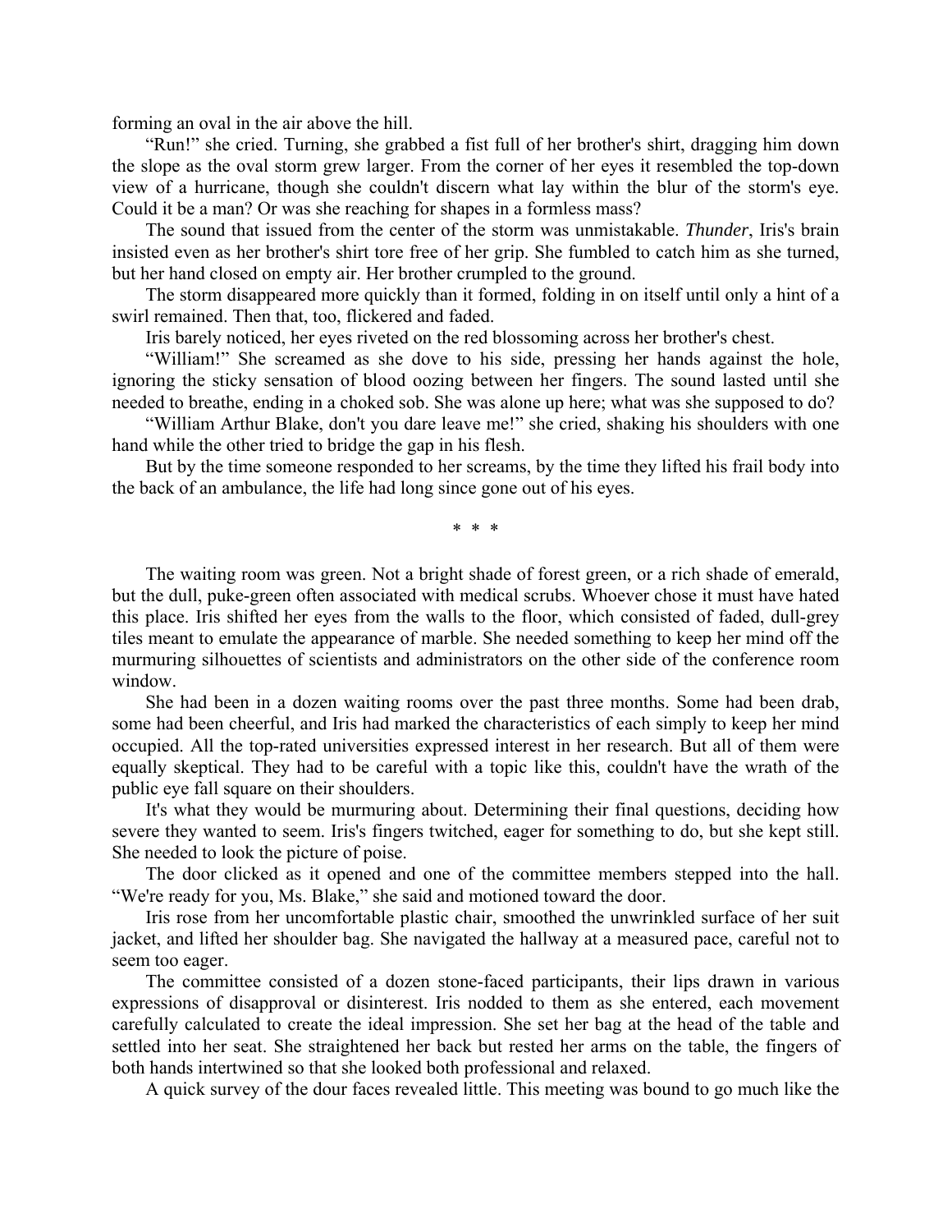forming an oval in the air above the hill.

"Run!" she cried. Turning, she grabbed a fist full of her brother's shirt, dragging him down the slope as the oval storm grew larger. From the corner of her eyes it resembled the top-down view of a hurricane, though she couldn't discern what lay within the blur of the storm's eye. Could it be a man? Or was she reaching for shapes in a formless mass?

The sound that issued from the center of the storm was unmistakable. *Thunder*, Iris's brain insisted even as her brother's shirt tore free of her grip. She fumbled to catch him as she turned, but her hand closed on empty air. Her brother crumpled to the ground.

The storm disappeared more quickly than it formed, folding in on itself until only a hint of a swirl remained. Then that, too, flickered and faded.

Iris barely noticed, her eyes riveted on the red blossoming across her brother's chest.

"William!" She screamed as she dove to his side, pressing her hands against the hole, ignoring the sticky sensation of blood oozing between her fingers. The sound lasted until she needed to breathe, ending in a choked sob. She was alone up here; what was she supposed to do?

"William Arthur Blake, don't you dare leave me!" she cried, shaking his shoulders with one hand while the other tried to bridge the gap in his flesh.

But by the time someone responded to her screams, by the time they lifted his frail body into the back of an ambulance, the life had long since gone out of his eyes.

\* \* \*

The waiting room was green. Not a bright shade of forest green, or a rich shade of emerald, but the dull, puke-green often associated with medical scrubs. Whoever chose it must have hated this place. Iris shifted her eyes from the walls to the floor, which consisted of faded, dull-grey tiles meant to emulate the appearance of marble. She needed something to keep her mind off the murmuring silhouettes of scientists and administrators on the other side of the conference room window.

She had been in a dozen waiting rooms over the past three months. Some had been drab, some had been cheerful, and Iris had marked the characteristics of each simply to keep her mind occupied. All the top-rated universities expressed interest in her research. But all of them were equally skeptical. They had to be careful with a topic like this, couldn't have the wrath of the public eye fall square on their shoulders.

It's what they would be murmuring about. Determining their final questions, deciding how severe they wanted to seem. Iris's fingers twitched, eager for something to do, but she kept still. She needed to look the picture of poise.

The door clicked as it opened and one of the committee members stepped into the hall. "We're ready for you, Ms. Blake," she said and motioned toward the door.

Iris rose from her uncomfortable plastic chair, smoothed the unwrinkled surface of her suit jacket, and lifted her shoulder bag. She navigated the hallway at a measured pace, careful not to seem too eager.

The committee consisted of a dozen stone-faced participants, their lips drawn in various expressions of disapproval or disinterest. Iris nodded to them as she entered, each movement carefully calculated to create the ideal impression. She set her bag at the head of the table and settled into her seat. She straightened her back but rested her arms on the table, the fingers of both hands intertwined so that she looked both professional and relaxed.

A quick survey of the dour faces revealed little. This meeting was bound to go much like the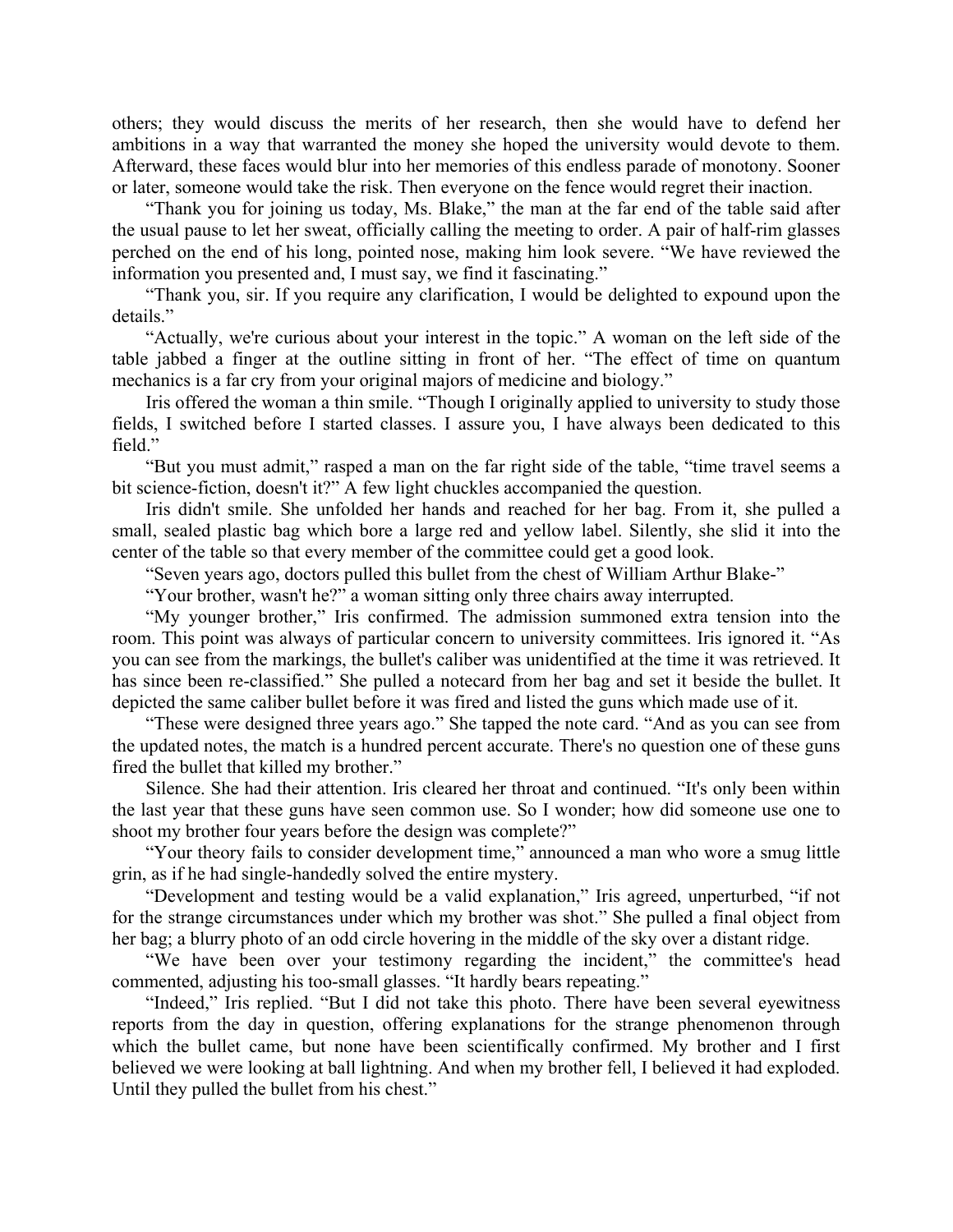others; they would discuss the merits of her research, then she would have to defend her ambitions in a way that warranted the money she hoped the university would devote to them. Afterward, these faces would blur into her memories of this endless parade of monotony. Sooner or later, someone would take the risk. Then everyone on the fence would regret their inaction.

"Thank you for joining us today, Ms. Blake," the man at the far end of the table said after the usual pause to let her sweat, officially calling the meeting to order. A pair of half-rim glasses perched on the end of his long, pointed nose, making him look severe. "We have reviewed the information you presented and, I must say, we find it fascinating."

"Thank you, sir. If you require any clarification, I would be delighted to expound upon the details."

"Actually, we're curious about your interest in the topic." A woman on the left side of the table jabbed a finger at the outline sitting in front of her. "The effect of time on quantum mechanics is a far cry from your original majors of medicine and biology."

Iris offered the woman a thin smile. "Though I originally applied to university to study those fields, I switched before I started classes. I assure you, I have always been dedicated to this field."

"But you must admit," rasped a man on the far right side of the table, "time travel seems a bit science-fiction, doesn't it?" A few light chuckles accompanied the question.

Iris didn't smile. She unfolded her hands and reached for her bag. From it, she pulled a small, sealed plastic bag which bore a large red and yellow label. Silently, she slid it into the center of the table so that every member of the committee could get a good look.

"Seven years ago, doctors pulled this bullet from the chest of William Arthur Blake-"

"Your brother, wasn't he?" a woman sitting only three chairs away interrupted.

"My younger brother," Iris confirmed. The admission summoned extra tension into the room. This point was always of particular concern to university committees. Iris ignored it. "As you can see from the markings, the bullet's caliber was unidentified at the time it was retrieved. It has since been re-classified." She pulled a notecard from her bag and set it beside the bullet. It depicted the same caliber bullet before it was fired and listed the guns which made use of it.

"These were designed three years ago." She tapped the note card. "And as you can see from the updated notes, the match is a hundred percent accurate. There's no question one of these guns fired the bullet that killed my brother."

Silence. She had their attention. Iris cleared her throat and continued. "It's only been within the last year that these guns have seen common use. So I wonder; how did someone use one to shoot my brother four years before the design was complete?"

"Your theory fails to consider development time," announced a man who wore a smug little grin, as if he had single-handedly solved the entire mystery.

"Development and testing would be a valid explanation," Iris agreed, unperturbed, "if not for the strange circumstances under which my brother was shot." She pulled a final object from her bag; a blurry photo of an odd circle hovering in the middle of the sky over a distant ridge.

"We have been over your testimony regarding the incident," the committee's head commented, adjusting his too-small glasses. "It hardly bears repeating."

"Indeed," Iris replied. "But I did not take this photo. There have been several eyewitness reports from the day in question, offering explanations for the strange phenomenon through which the bullet came, but none have been scientifically confirmed. My brother and I first believed we were looking at ball lightning. And when my brother fell, I believed it had exploded. Until they pulled the bullet from his chest."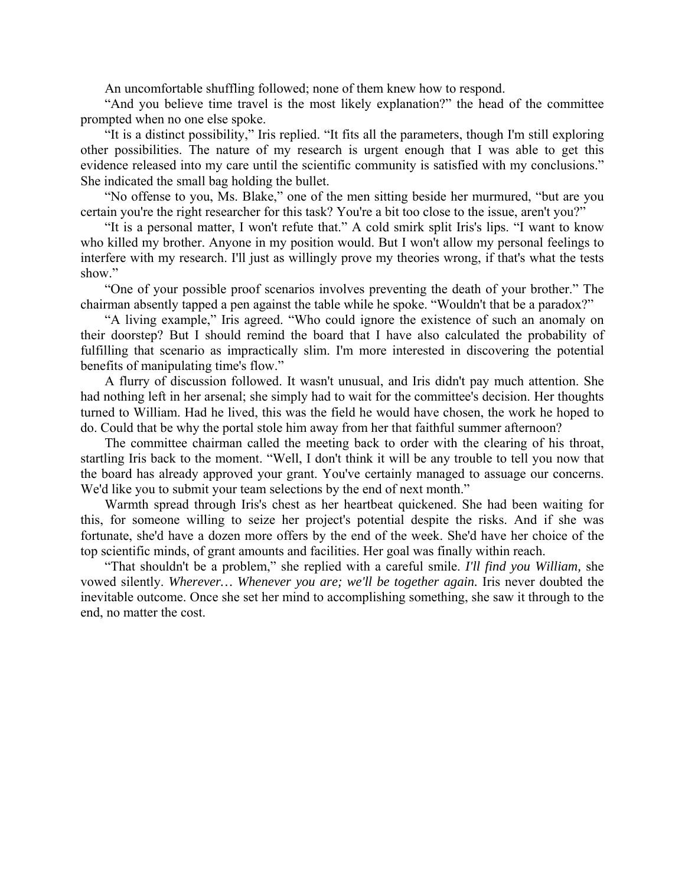An uncomfortable shuffling followed; none of them knew how to respond.

“And you believe time travel is the most likely explanation?” the head of the committee prompted when no one else spoke.

“It is a distinct possibility,” Iris replied. “It fits all the parameters, though I'm still exploring other possibilities. The nature of my research is urgent enough that I was able to get this evidence released into my care until the scientific community is satisfied with my conclusions.” She indicated the small bag holding the bullet.

“No offense to you, Ms. Blake,” one of the men sitting beside her murmured, “but are you certain you're the right researcher for this task? You're a bit too close to the issue, aren't you?”

“It is a personal matter, I won't refute that.” A cold smirk split Iris's lips. “I want to know who killed my brother. Anyone in my position would. But I won't allow my personal feelings to interfere with my research. I'll just as willingly prove my theories wrong, if that's what the tests show.”

“One of your possible proof scenarios involves preventing the death of your brother.” The chairman absently tapped a pen against the table while he spoke. “Wouldn't that be a paradox?”

“A living example,” Iris agreed. “Who could ignore the existence of such an anomaly on their doorstep? But I should remind the board that I have also calculated the probability of fulfilling that scenario as impractically slim. I'm more interested in discovering the potential benefits of manipulating time's flow.”

A flurry of discussion followed. It wasn't unusual, and Iris didn't pay much attention. She had nothing left in her arsenal; she simply had to wait for the committee's decision. Her thoughts turned to William. Had he lived, this was the field he would have chosen, the work he hoped to do. Could that be why the portal stole him away from her that faithful summer afternoon?

The committee chairman called the meeting back to order with the clearing of his throat, startling Iris back to the moment. “Well, I don't think it will be any trouble to tell you now that the board has already approved your grant. You've certainly managed to assuage our concerns. We'd like you to submit your team selections by the end of next month.”

Warmth spread through Iris's chest as her heartbeat quickened. She had been waiting for this, for someone willing to seize her project's potential despite the risks. And if she was fortunate, she'd have a dozen more offers by the end of the week. She'd have her choice of the top scientific minds, of grant amounts and facilities. Her goal was finally within reach.

“That shouldn't be a problem,” she replied with a careful smile. *I'll find you William,* she vowed silently. *Wherever… Whenever you are; we'll be together again.* Iris never doubted the inevitable outcome. Once she set her mind to accomplishing something, she saw it through to the end, no matter the cost.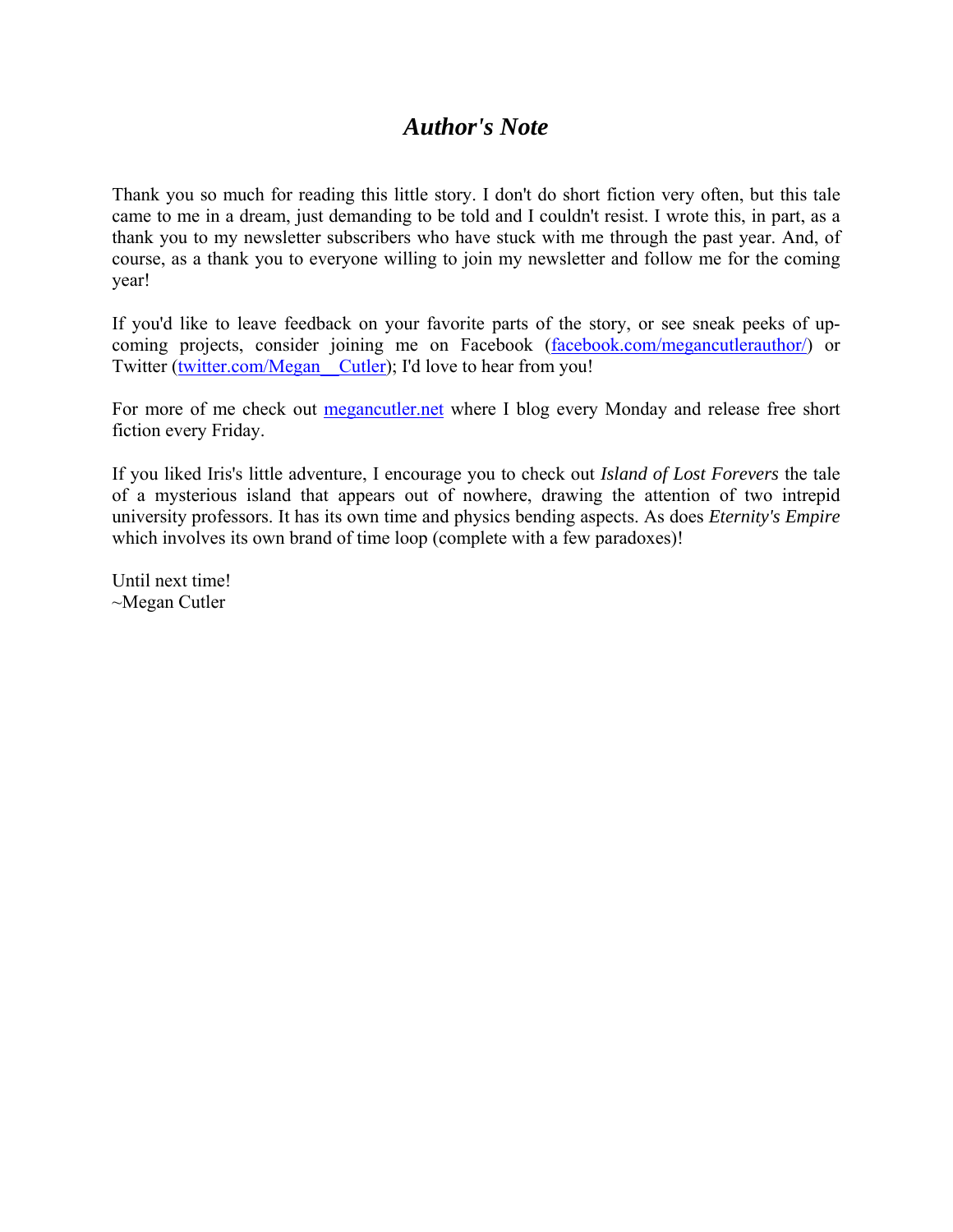# *Author's Note*

Thank you so much for reading this little story. I don't do short fiction very often, but this tale came to me in a dream, just demanding to be told and I couldn't resist. I wrote this, in part, as a thank you to my newsletter subscribers who have stuck with me through the past year. And, of course, as a thank you to everyone willing to join my newsletter and follow me for the coming year!

If you'd like to leave feedback on your favorite parts of the story, or see sneak peeks of up-coming projects, consider joining me on Facebook (facebook.com/megancutlerauthor/) or Twitter (twitter.com/Megan__Cutler); I'd love to hear from you!

For more of me check out megancutler.net where I blog every Monday and release free short fiction every Friday.

If you liked Iris's little adventure, I encourage you to check out *Island of Lost Forevers* the tale of a mysterious island that appears out of nowhere, drawing the attention of two intrepid university professors. It has its own time and physics bending aspects. As does *Eternity's Empire* which involves its own brand of time loop (complete with a few paradoxes)!

Until next time!
~Megan Cutler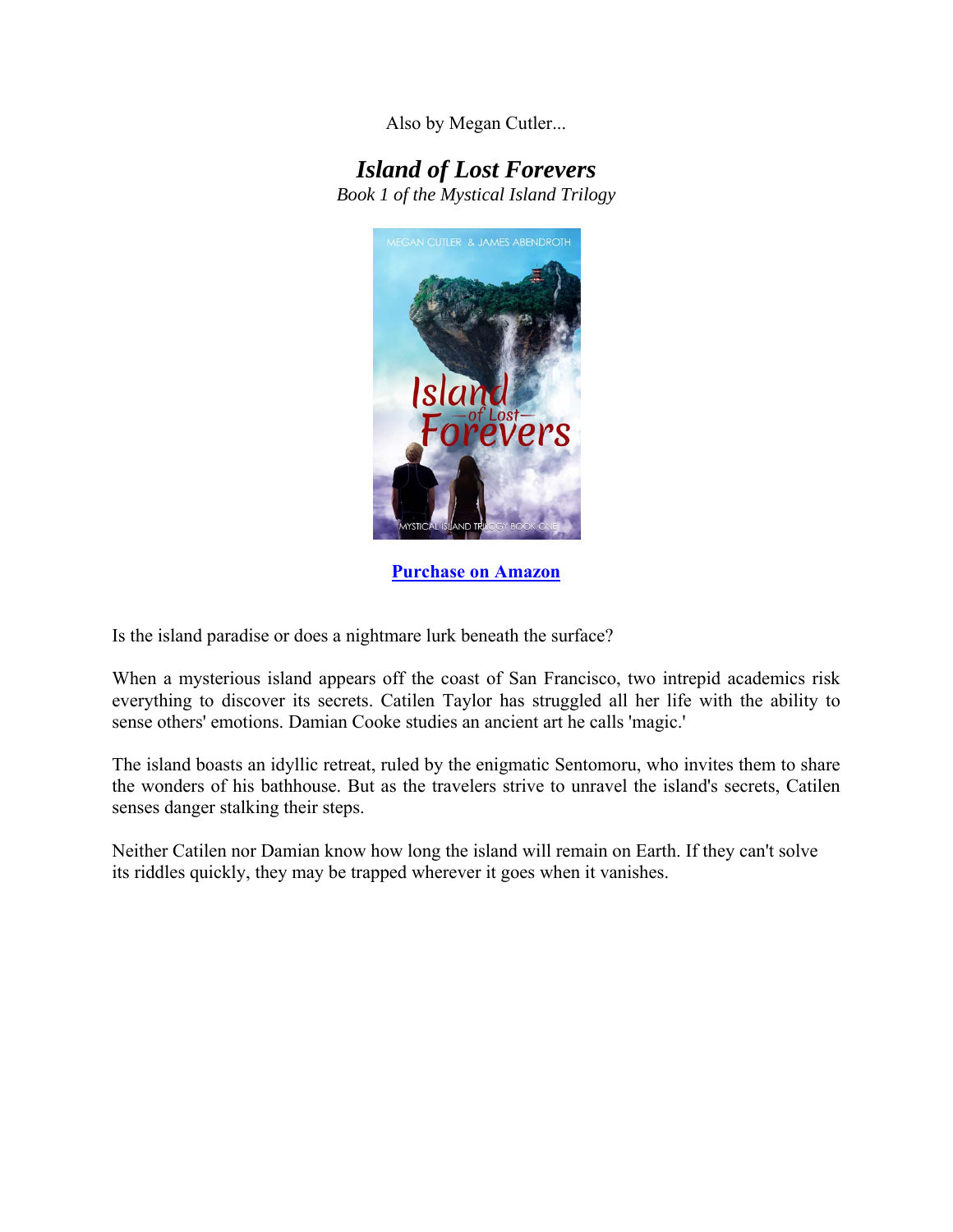Also by Megan Cutler...

## *Island of Lost Forevers*

*Book 1 of the Mystical Island Trilogy*

**[Purchase on Amazon]**

Is the island paradise or does a nightmare lurk beneath the surface?

When a mysterious island appears off the coast of San Francisco, two intrepid academics risk everything to discover its secrets. Catilen Taylor has struggled all her life with the ability to sense others' emotions. Damian Cooke studies an ancient art he calls 'magic.'

The island boasts an idyllic retreat, ruled by the enigmatic Sentomoru, who invites them to share the wonders of his bathhouse. But as the travelers strive to unravel the island's secrets, Catilen senses danger stalking their steps.

Neither Catilen nor Damian know how long the island will remain on Earth. If they can't solve its riddles quickly, they may be trapped wherever it goes when it vanishes.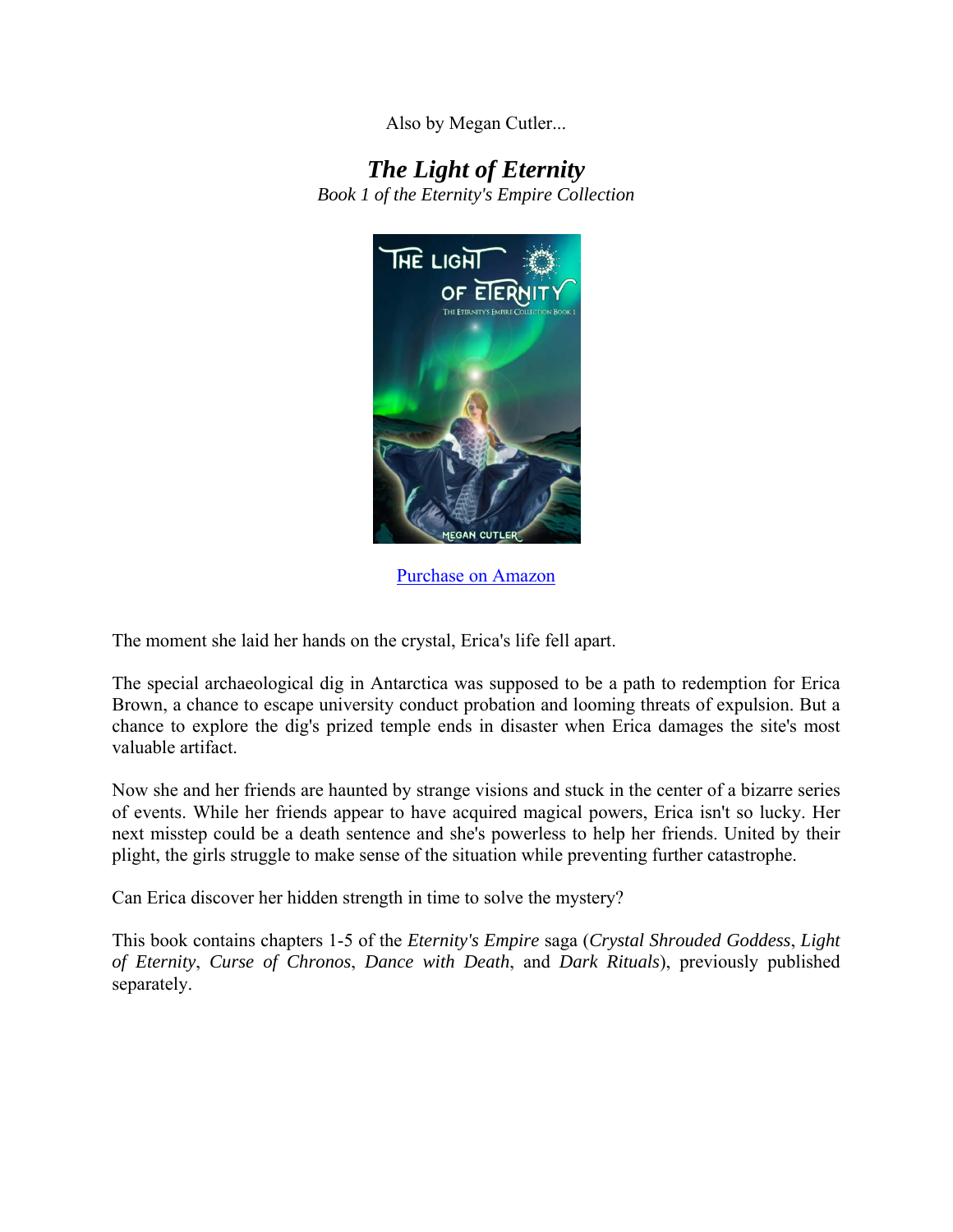Also by Megan Cutler...

## ***The Light of Eternity***

*Book 1 of the Eternity's Empire Collection*

[Purchase on Amazon]

The moment she laid her hands on the crystal, Erica's life fell apart.

The special archaeological dig in Antarctica was supposed to be a path to redemption for Erica Brown, a chance to escape university conduct probation and looming threats of expulsion. But a chance to explore the dig's prized temple ends in disaster when Erica damages the site's most valuable artifact.

Now she and her friends are haunted by strange visions and stuck in the center of a bizarre series of events. While her friends appear to have acquired magical powers, Erica isn't so lucky. Her next misstep could be a death sentence and she's powerless to help her friends. United by their plight, the girls struggle to make sense of the situation while preventing further catastrophe.

Can Erica discover her hidden strength in time to solve the mystery?

This book contains chapters 1-5 of the *Eternity's Empire* saga (*Crystal Shrouded Goddess*, *Light of Eternity*, *Curse of Chronos*, *Dance with Death*, and *Dark Rituals*), previously published separately.